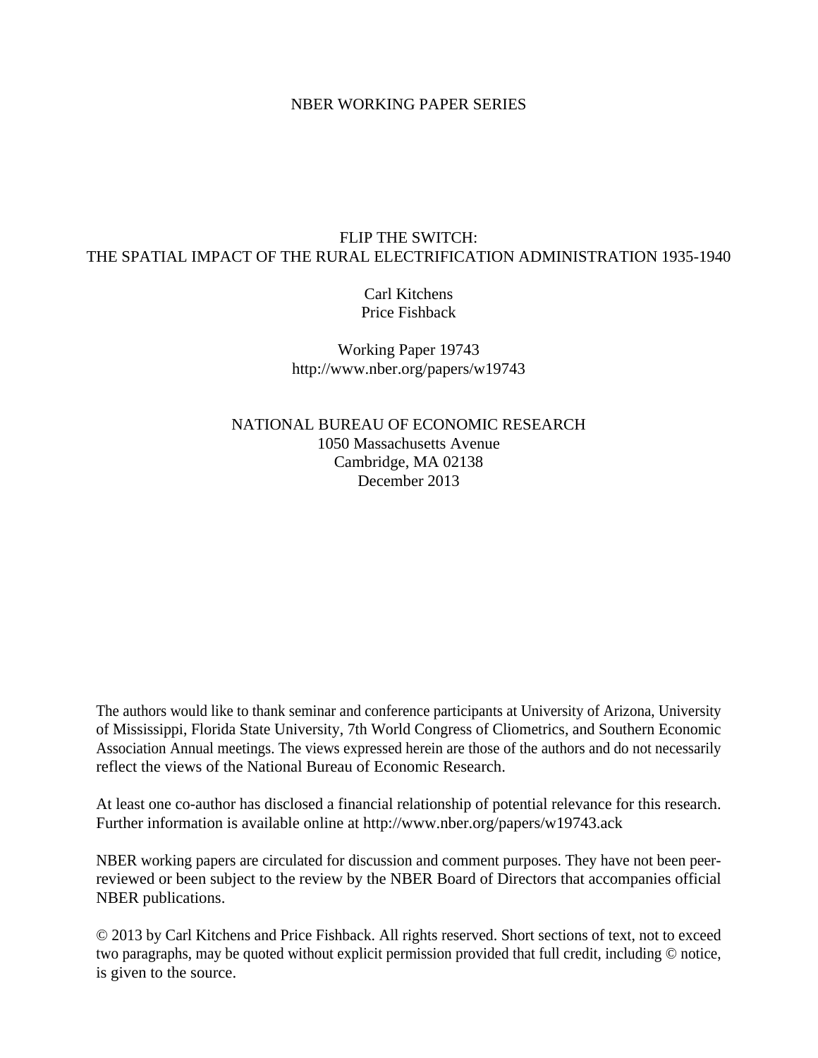NBER WORKING PAPER SERIES

# FLIP THE SWITCH:
# THE SPATIAL IMPACT OF THE RURAL ELECTRIFICATION ADMINISTRATION 1935-1940

Carl Kitchens
Price Fishback

Working Paper 19743
http://www.nber.org/papers/w19743

NATIONAL BUREAU OF ECONOMIC RESEARCH
1050 Massachusetts Avenue
Cambridge, MA 02138
December 2013

The authors would like to thank seminar and conference participants at University of Arizona, University of Mississippi, Florida State University, 7th World Congress of Cliometrics, and Southern Economic Association Annual meetings. The views expressed herein are those of the authors and do not necessarily reflect the views of the National Bureau of Economic Research.

At least one co-author has disclosed a financial relationship of potential relevance for this research. Further information is available online at http://www.nber.org/papers/w19743.ack

NBER working papers are circulated for discussion and comment purposes. They have not been peer-reviewed or been subject to the review by the NBER Board of Directors that accompanies official NBER publications.

© 2013 by Carl Kitchens and Price Fishback. All rights reserved. Short sections of text, not to exceed two paragraphs, may be quoted without explicit permission provided that full credit, including © notice, is given to the source.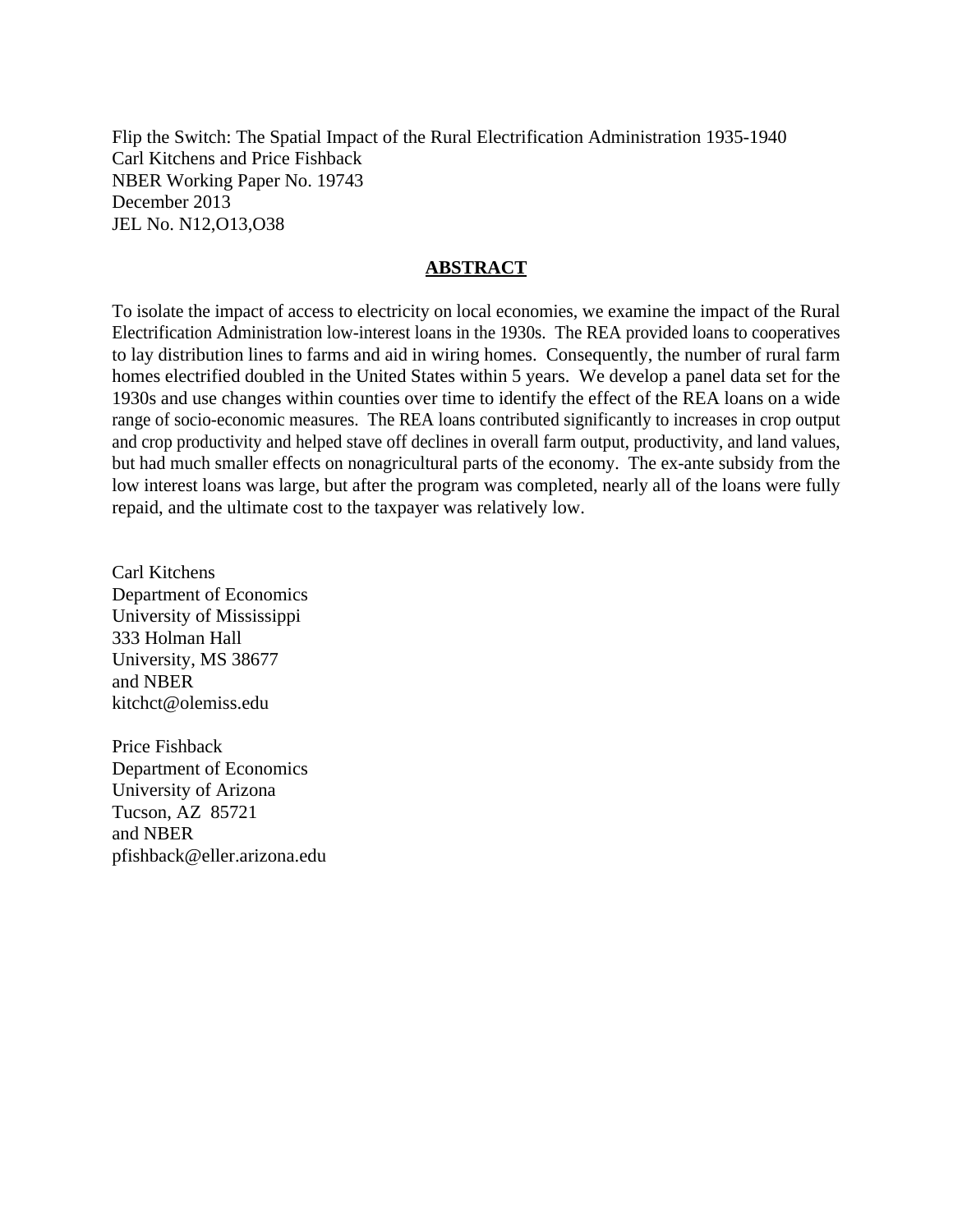Flip the Switch: The Spatial Impact of the Rural Electrification Administration 1935-1940
Carl Kitchens and Price Fishback
NBER Working Paper No. 19743
December 2013
JEL No. N12,O13,O38

## ABSTRACT

To isolate the impact of access to electricity on local economies, we examine the impact of the Rural Electrification Administration low-interest loans in the 1930s. The REA provided loans to cooperatives to lay distribution lines to farms and aid in wiring homes. Consequently, the number of rural farm homes electrified doubled in the United States within 5 years. We develop a panel data set for the 1930s and use changes within counties over time to identify the effect of the REA loans on a wide range of socio-economic measures. The REA loans contributed significantly to increases in crop output and crop productivity and helped stave off declines in overall farm output, productivity, and land values, but had much smaller effects on nonagricultural parts of the economy. The ex-ante subsidy from the low interest loans was large, but after the program was completed, nearly all of the loans were fully repaid, and the ultimate cost to the taxpayer was relatively low.

Carl Kitchens
Department of Economics
University of Mississippi
333 Holman Hall
University, MS 38677
and NBER
kitchct@olemiss.edu

Price Fishback
Department of Economics
University of Arizona
Tucson, AZ 85721
and NBER
pfishback@eller.arizona.edu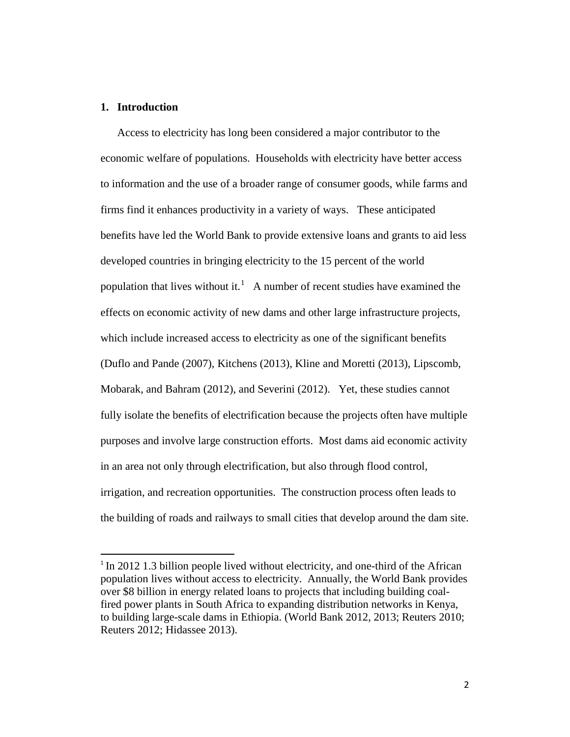## 1. Introduction

Access to electricity has long been considered a major contributor to the economic welfare of populations. Households with electricity have better access to information and the use of a broader range of consumer goods, while farms and firms find it enhances productivity in a variety of ways. These anticipated benefits have led the World Bank to provide extensive loans and grants to aid less developed countries in bringing electricity to the 15 percent of the world population that lives without it.[1] A number of recent studies have examined the effects on economic activity of new dams and other large infrastructure projects, which include increased access to electricity as one of the significant benefits (Duflo and Pande (2007), Kitchens (2013), Kline and Moretti (2013), Lipscomb, Mobarak, and Bahram (2012), and Severini (2012). Yet, these studies cannot fully isolate the benefits of electrification because the projects often have multiple purposes and involve large construction efforts. Most dams aid economic activity in an area not only through electrification, but also through flood control, irrigation, and recreation opportunities. The construction process often leads to the building of roads and railways to small cities that develop around the dam site.

[1] In 2012 1.3 billion people lived without electricity, and one-third of the African population lives without access to electricity. Annually, the World Bank provides over $8 billion in energy related loans to projects that including building coal-fired power plants in South Africa to expanding distribution networks in Kenya, to building large-scale dams in Ethiopia. (World Bank 2012, 2013; Reuters 2010; Reuters 2012; Hidassee 2013).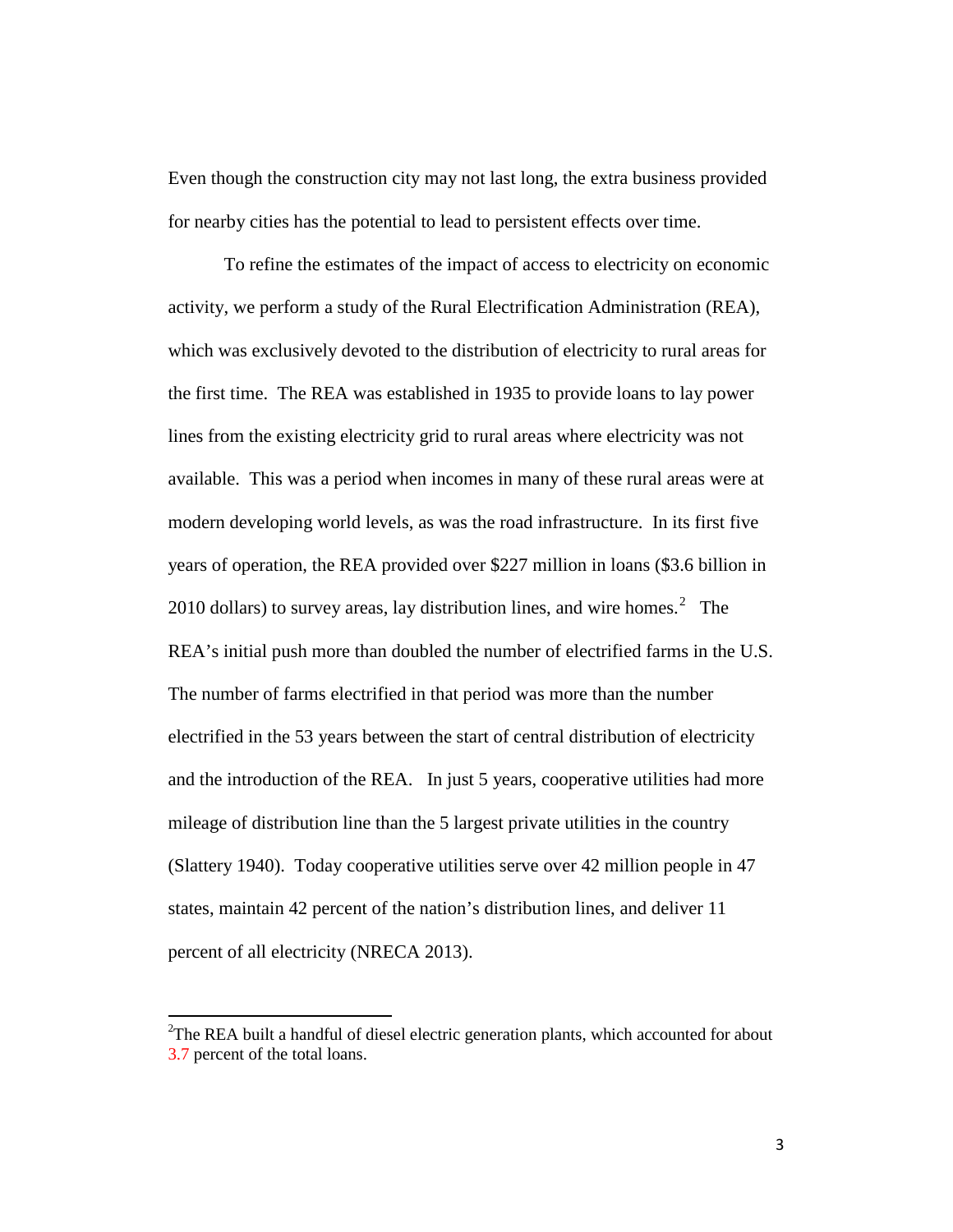Even though the construction city may not last long, the extra business provided for nearby cities has the potential to lead to persistent effects over time.

To refine the estimates of the impact of access to electricity on economic activity, we perform a study of the Rural Electrification Administration (REA), which was exclusively devoted to the distribution of electricity to rural areas for the first time. The REA was established in 1935 to provide loans to lay power lines from the existing electricity grid to rural areas where electricity was not available. This was a period when incomes in many of these rural areas were at modern developing world levels, as was the road infrastructure. In its first five years of operation, the REA provided over $227 million in loans ($3.6 billion in 2010 dollars) to survey areas, lay distribution lines, and wire homes.[2] The REA's initial push more than doubled the number of electrified farms in the U.S. The number of farms electrified in that period was more than the number electrified in the 53 years between the start of central distribution of electricity and the introduction of the REA. In just 5 years, cooperative utilities had more mileage of distribution line than the 5 largest private utilities in the country (Slattery 1940). Today cooperative utilities serve over 42 million people in 47 states, maintain 42 percent of the nation's distribution lines, and deliver 11 percent of all electricity (NRECA 2013).

[2]The REA built a handful of diesel electric generation plants, which accounted for about 3.7 percent of the total loans.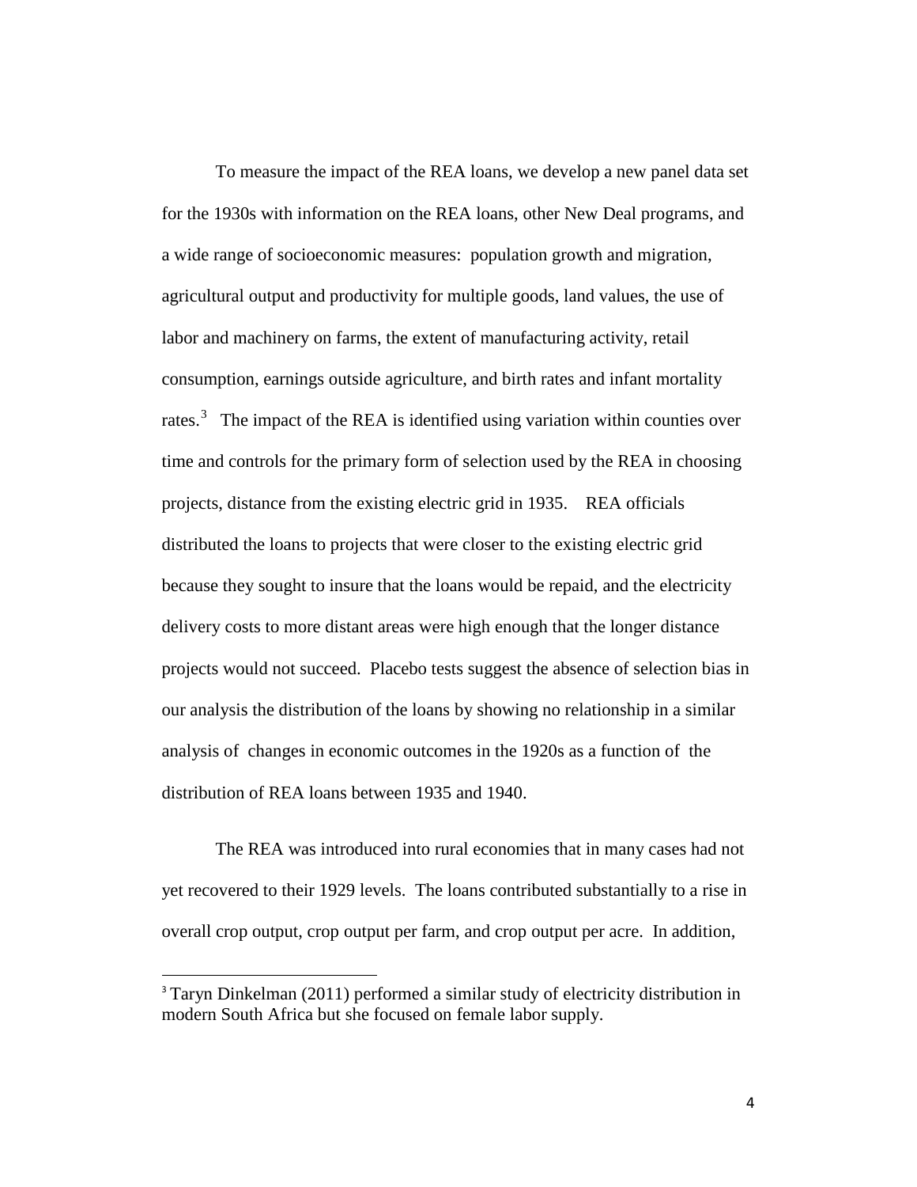To measure the impact of the REA loans, we develop a new panel data set for the 1930s with information on the REA loans, other New Deal programs, and a wide range of socioeconomic measures: population growth and migration, agricultural output and productivity for multiple goods, land values, the use of labor and machinery on farms, the extent of manufacturing activity, retail consumption, earnings outside agriculture, and birth rates and infant mortality rates.[3] The impact of the REA is identified using variation within counties over time and controls for the primary form of selection used by the REA in choosing projects, distance from the existing electric grid in 1935. REA officials distributed the loans to projects that were closer to the existing electric grid because they sought to insure that the loans would be repaid, and the electricity delivery costs to more distant areas were high enough that the longer distance projects would not succeed. Placebo tests suggest the absence of selection bias in our analysis the distribution of the loans by showing no relationship in a similar analysis of changes in economic outcomes in the 1920s as a function of the distribution of REA loans between 1935 and 1940.

The REA was introduced into rural economies that in many cases had not yet recovered to their 1929 levels. The loans contributed substantially to a rise in overall crop output, crop output per farm, and crop output per acre. In addition,

[3] Taryn Dinkelman (2011) performed a similar study of electricity distribution in modern South Africa but she focused on female labor supply.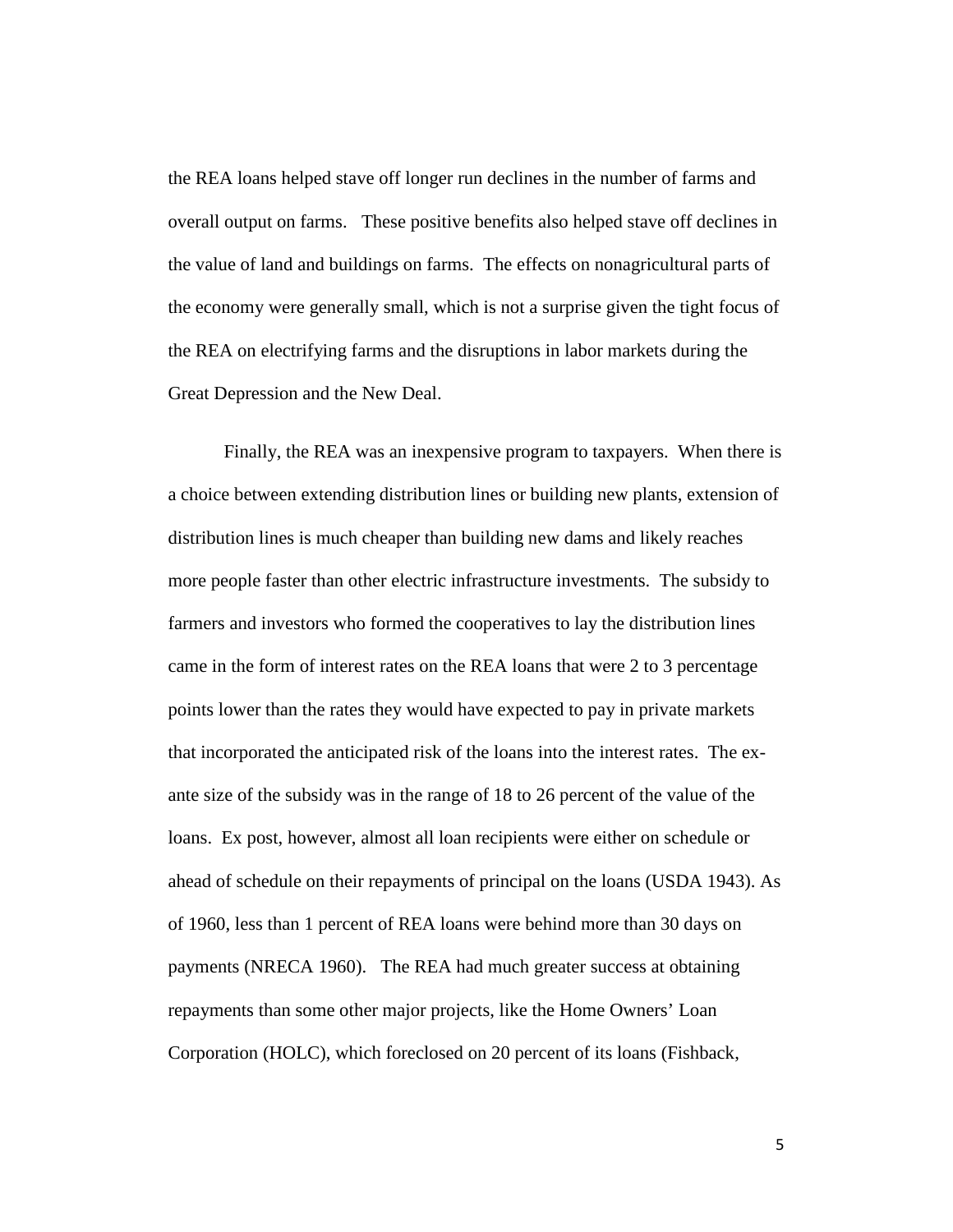the REA loans helped stave off longer run declines in the number of farms and overall output on farms. These positive benefits also helped stave off declines in the value of land and buildings on farms. The effects on nonagricultural parts of the economy were generally small, which is not a surprise given the tight focus of the REA on electrifying farms and the disruptions in labor markets during the Great Depression and the New Deal.

Finally, the REA was an inexpensive program to taxpayers. When there is a choice between extending distribution lines or building new plants, extension of distribution lines is much cheaper than building new dams and likely reaches more people faster than other electric infrastructure investments. The subsidy to farmers and investors who formed the cooperatives to lay the distribution lines came in the form of interest rates on the REA loans that were 2 to 3 percentage points lower than the rates they would have expected to pay in private markets that incorporated the anticipated risk of the loans into the interest rates. The ex-ante size of the subsidy was in the range of 18 to 26 percent of the value of the loans. Ex post, however, almost all loan recipients were either on schedule or ahead of schedule on their repayments of principal on the loans (USDA 1943). As of 1960, less than 1 percent of REA loans were behind more than 30 days on payments (NRECA 1960). The REA had much greater success at obtaining repayments than some other major projects, like the Home Owners' Loan Corporation (HOLC), which foreclosed on 20 percent of its loans (Fishback,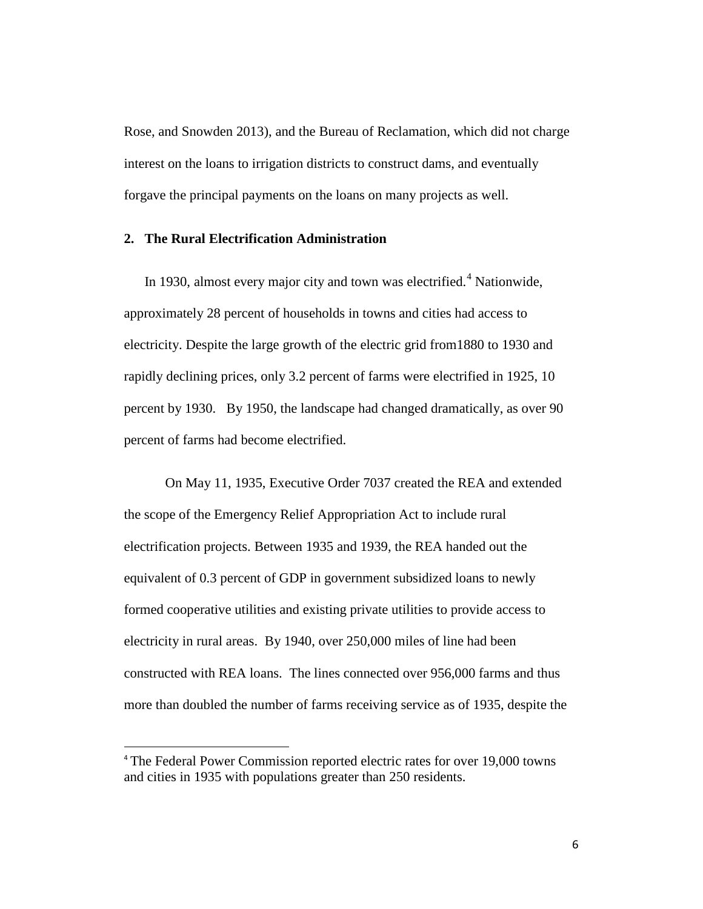Rose, and Snowden 2013), and the Bureau of Reclamation, which did not charge interest on the loans to irrigation districts to construct dams, and eventually forgave the principal payments on the loans on many projects as well.

## 2. The Rural Electrification Administration

In 1930, almost every major city and town was electrified.[4] Nationwide, approximately 28 percent of households in towns and cities had access to electricity. Despite the large growth of the electric grid from1880 to 1930 and rapidly declining prices, only 3.2 percent of farms were electrified in 1925, 10 percent by 1930. By 1950, the landscape had changed dramatically, as over 90 percent of farms had become electrified.

On May 11, 1935, Executive Order 7037 created the REA and extended the scope of the Emergency Relief Appropriation Act to include rural electrification projects. Between 1935 and 1939, the REA handed out the equivalent of 0.3 percent of GDP in government subsidized loans to newly formed cooperative utilities and existing private utilities to provide access to electricity in rural areas. By 1940, over 250,000 miles of line had been constructed with REA loans. The lines connected over 956,000 farms and thus more than doubled the number of farms receiving service as of 1935, despite the

[4] The Federal Power Commission reported electric rates for over 19,000 towns and cities in 1935 with populations greater than 250 residents.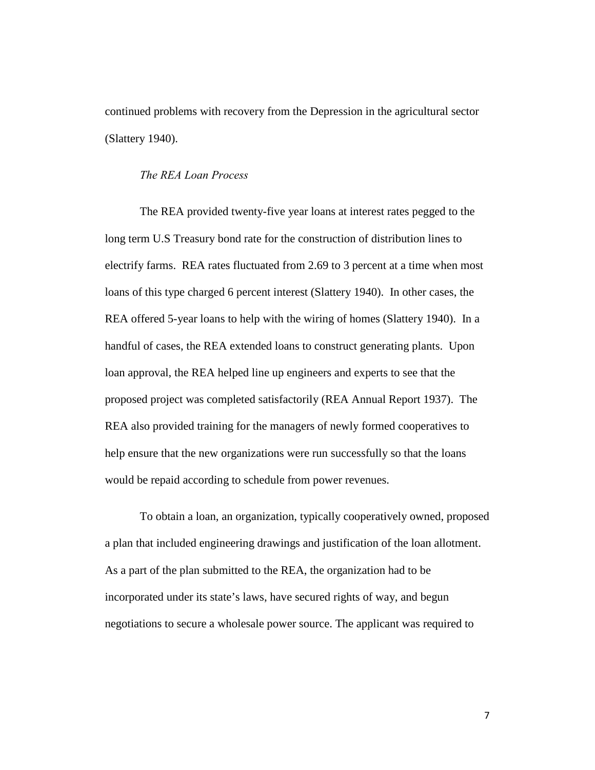continued problems with recovery from the Depression in the agricultural sector (Slattery 1940).

### *The REA Loan Process*

The REA provided twenty-five year loans at interest rates pegged to the long term U.S Treasury bond rate for the construction of distribution lines to electrify farms. REA rates fluctuated from 2.69 to 3 percent at a time when most loans of this type charged 6 percent interest (Slattery 1940). In other cases, the REA offered 5-year loans to help with the wiring of homes (Slattery 1940). In a handful of cases, the REA extended loans to construct generating plants. Upon loan approval, the REA helped line up engineers and experts to see that the proposed project was completed satisfactorily (REA Annual Report 1937). The REA also provided training for the managers of newly formed cooperatives to help ensure that the new organizations were run successfully so that the loans would be repaid according to schedule from power revenues.

To obtain a loan, an organization, typically cooperatively owned, proposed a plan that included engineering drawings and justification of the loan allotment. As a part of the plan submitted to the REA, the organization had to be incorporated under its state's laws, have secured rights of way, and begun negotiations to secure a wholesale power source. The applicant was required to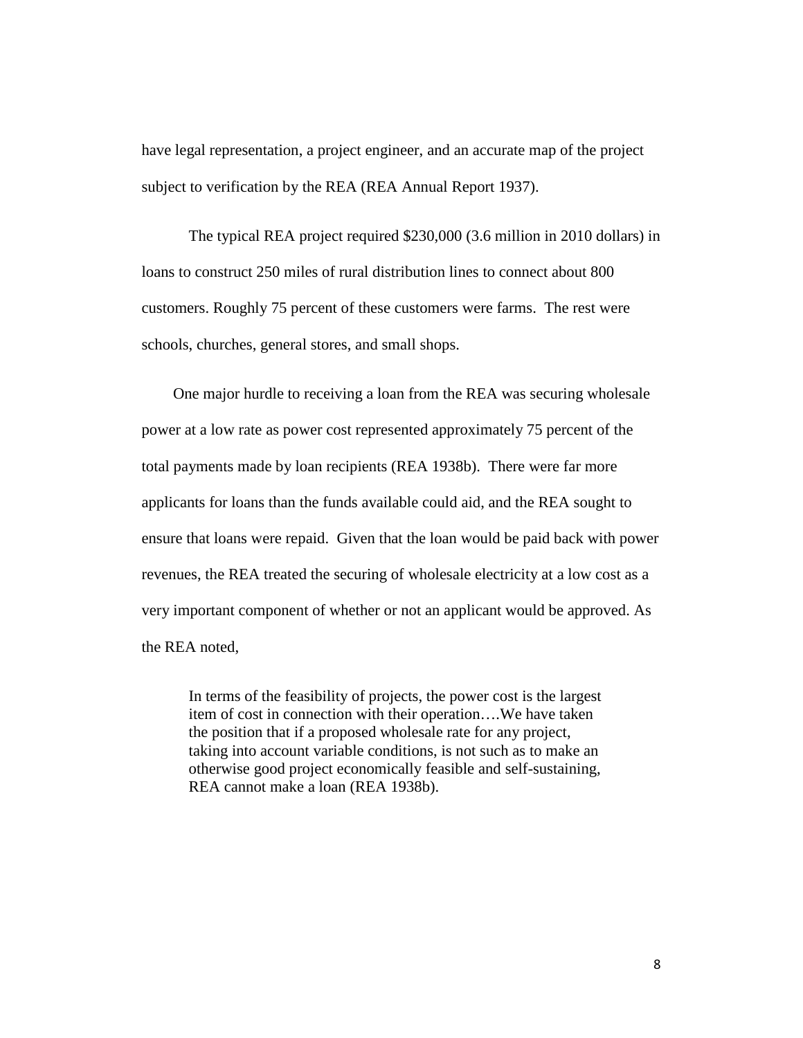have legal representation, a project engineer, and an accurate map of the project subject to verification by the REA (REA Annual Report 1937).

The typical REA project required $230,000 (3.6 million in 2010 dollars) in loans to construct 250 miles of rural distribution lines to connect about 800 customers. Roughly 75 percent of these customers were farms. The rest were schools, churches, general stores, and small shops.

One major hurdle to receiving a loan from the REA was securing wholesale power at a low rate as power cost represented approximately 75 percent of the total payments made by loan recipients (REA 1938b). There were far more applicants for loans than the funds available could aid, and the REA sought to ensure that loans were repaid. Given that the loan would be paid back with power revenues, the REA treated the securing of wholesale electricity at a low cost as a very important component of whether or not an applicant would be approved. As the REA noted,

> In terms of the feasibility of projects, the power cost is the largest item of cost in connection with their operation….We have taken the position that if a proposed wholesale rate for any project, taking into account variable conditions, is not such as to make an otherwise good project economically feasible and self-sustaining, REA cannot make a loan (REA 1938b).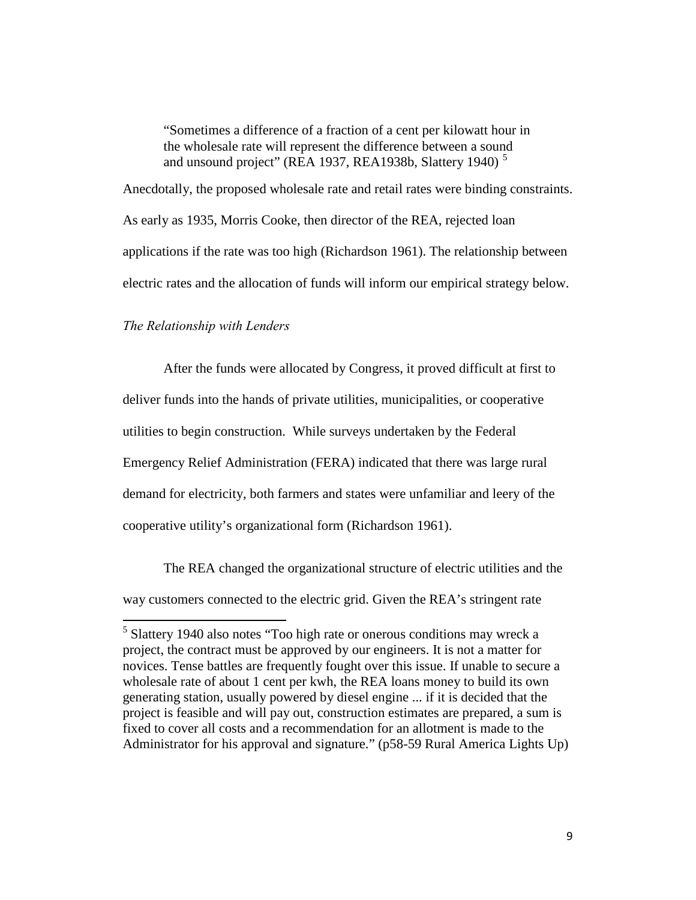> "Sometimes a difference of a fraction of a cent per kilowatt hour in the wholesale rate will represent the difference between a sound and unsound project" (REA 1937, REA1938b, Slattery 1940) [5]

Anecdotally, the proposed wholesale rate and retail rates were binding constraints. As early as 1935, Morris Cooke, then director of the REA, rejected loan applications if the rate was too high (Richardson 1961). The relationship between electric rates and the allocation of funds will inform our empirical strategy below.

*The Relationship with Lenders*

After the funds were allocated by Congress, it proved difficult at first to deliver funds into the hands of private utilities, municipalities, or cooperative utilities to begin construction. While surveys undertaken by the Federal Emergency Relief Administration (FERA) indicated that there was large rural demand for electricity, both farmers and states were unfamiliar and leery of the cooperative utility's organizational form (Richardson 1961).

The REA changed the organizational structure of electric utilities and the way customers connected to the electric grid. Given the REA's stringent rate

[5] Slattery 1940 also notes "Too high rate or onerous conditions may wreck a project, the contract must be approved by our engineers. It is not a matter for novices. Tense battles are frequently fought over this issue. If unable to secure a wholesale rate of about 1 cent per kwh, the REA loans money to build its own generating station, usually powered by diesel engine ... if it is decided that the project is feasible and will pay out, construction estimates are prepared, a sum is fixed to cover all costs and a recommendation for an allotment is made to the Administrator for his approval and signature." (p58-59 Rural America Lights Up)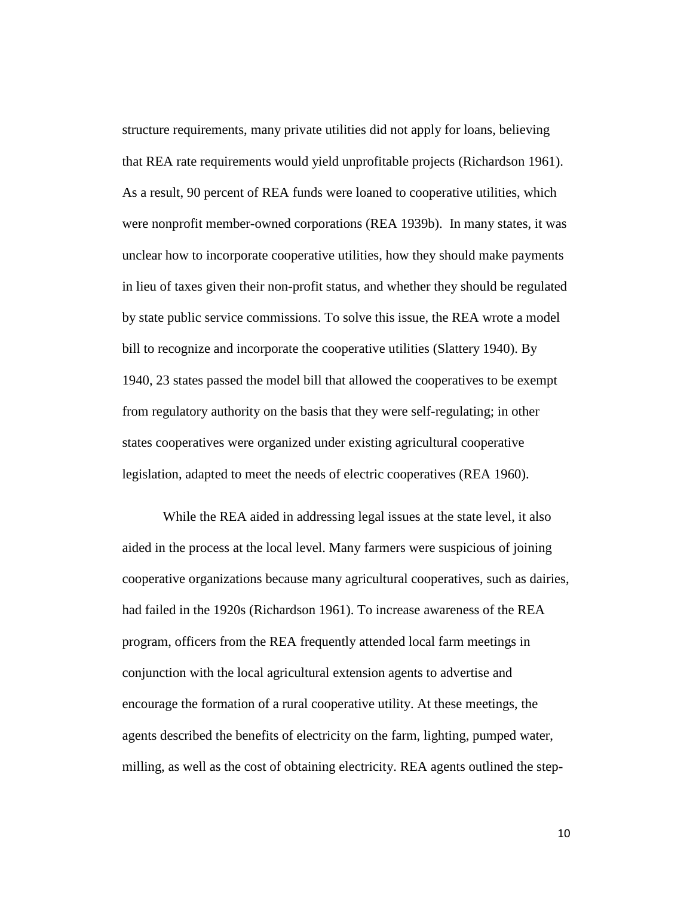structure requirements, many private utilities did not apply for loans, believing that REA rate requirements would yield unprofitable projects (Richardson 1961). As a result, 90 percent of REA funds were loaned to cooperative utilities, which were nonprofit member-owned corporations (REA 1939b). In many states, it was unclear how to incorporate cooperative utilities, how they should make payments in lieu of taxes given their non-profit status, and whether they should be regulated by state public service commissions. To solve this issue, the REA wrote a model bill to recognize and incorporate the cooperative utilities (Slattery 1940). By 1940, 23 states passed the model bill that allowed the cooperatives to be exempt from regulatory authority on the basis that they were self-regulating; in other states cooperatives were organized under existing agricultural cooperative legislation, adapted to meet the needs of electric cooperatives (REA 1960).

While the REA aided in addressing legal issues at the state level, it also aided in the process at the local level. Many farmers were suspicious of joining cooperative organizations because many agricultural cooperatives, such as dairies, had failed in the 1920s (Richardson 1961). To increase awareness of the REA program, officers from the REA frequently attended local farm meetings in conjunction with the local agricultural extension agents to advertise and encourage the formation of a rural cooperative utility. At these meetings, the agents described the benefits of electricity on the farm, lighting, pumped water, milling, as well as the cost of obtaining electricity. REA agents outlined the step-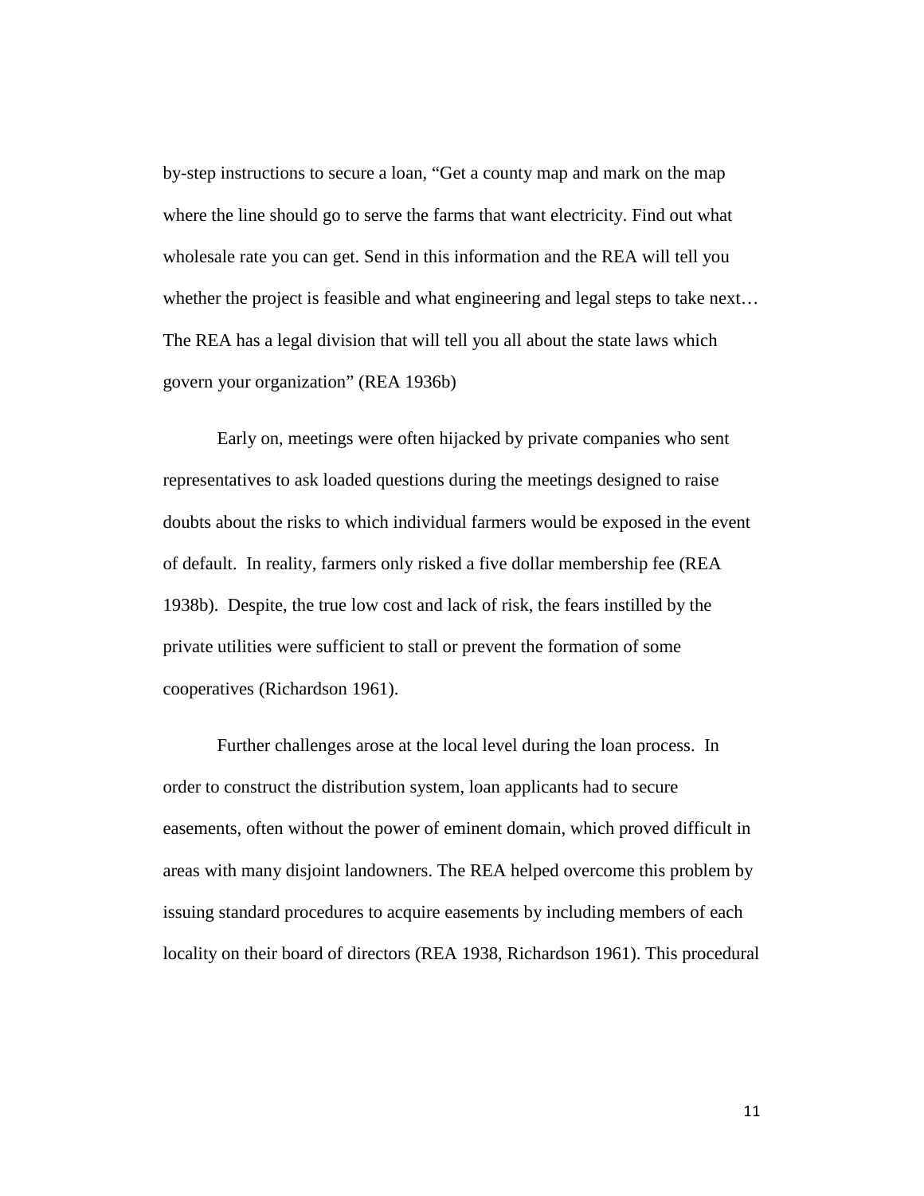by-step instructions to secure a loan, "Get a county map and mark on the map where the line should go to serve the farms that want electricity. Find out what wholesale rate you can get. Send in this information and the REA will tell you whether the project is feasible and what engineering and legal steps to take next… The REA has a legal division that will tell you all about the state laws which govern your organization" (REA 1936b)

Early on, meetings were often hijacked by private companies who sent representatives to ask loaded questions during the meetings designed to raise doubts about the risks to which individual farmers would be exposed in the event of default. In reality, farmers only risked a five dollar membership fee (REA 1938b). Despite, the true low cost and lack of risk, the fears instilled by the private utilities were sufficient to stall or prevent the formation of some cooperatives (Richardson 1961).

Further challenges arose at the local level during the loan process. In order to construct the distribution system, loan applicants had to secure easements, often without the power of eminent domain, which proved difficult in areas with many disjoint landowners. The REA helped overcome this problem by issuing standard procedures to acquire easements by including members of each locality on their board of directors (REA 1938, Richardson 1961). This procedural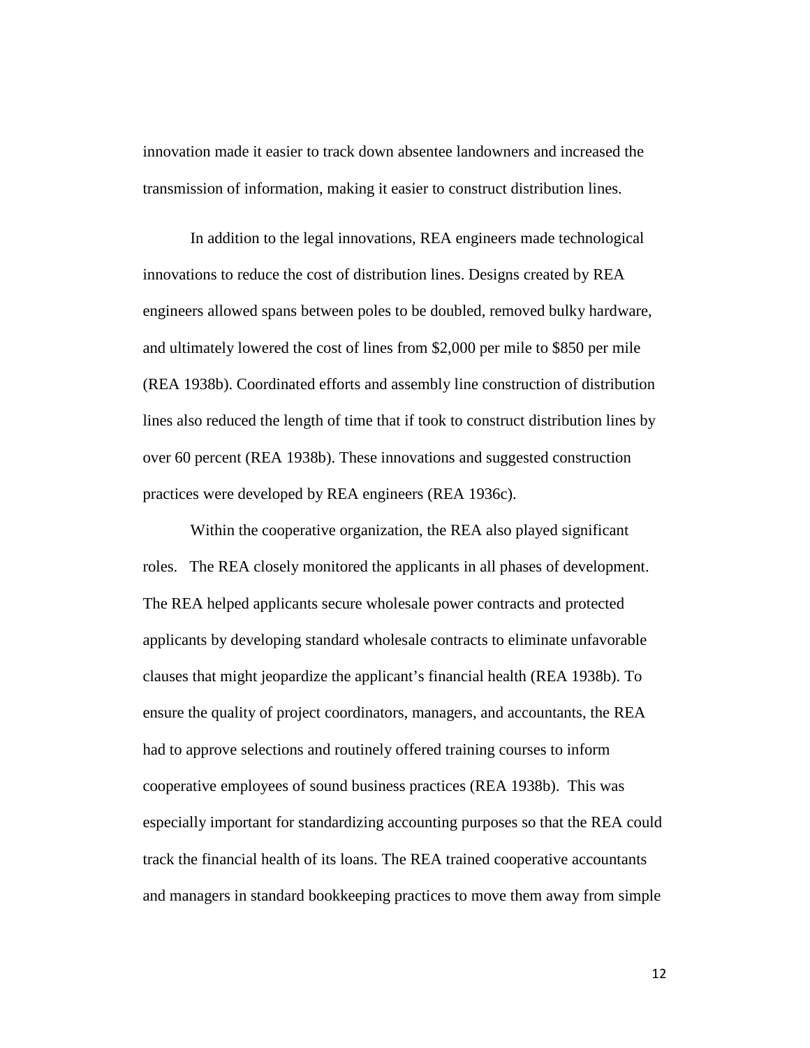innovation made it easier to track down absentee landowners and increased the transmission of information, making it easier to construct distribution lines.

In addition to the legal innovations, REA engineers made technological innovations to reduce the cost of distribution lines. Designs created by REA engineers allowed spans between poles to be doubled, removed bulky hardware, and ultimately lowered the cost of lines from $2,000 per mile to $850 per mile (REA 1938b). Coordinated efforts and assembly line construction of distribution lines also reduced the length of time that if took to construct distribution lines by over 60 percent (REA 1938b). These innovations and suggested construction practices were developed by REA engineers (REA 1936c).

Within the cooperative organization, the REA also played significant roles. The REA closely monitored the applicants in all phases of development. The REA helped applicants secure wholesale power contracts and protected applicants by developing standard wholesale contracts to eliminate unfavorable clauses that might jeopardize the applicant's financial health (REA 1938b). To ensure the quality of project coordinators, managers, and accountants, the REA had to approve selections and routinely offered training courses to inform cooperative employees of sound business practices (REA 1938b). This was especially important for standardizing accounting purposes so that the REA could track the financial health of its loans. The REA trained cooperative accountants and managers in standard bookkeeping practices to move them away from simple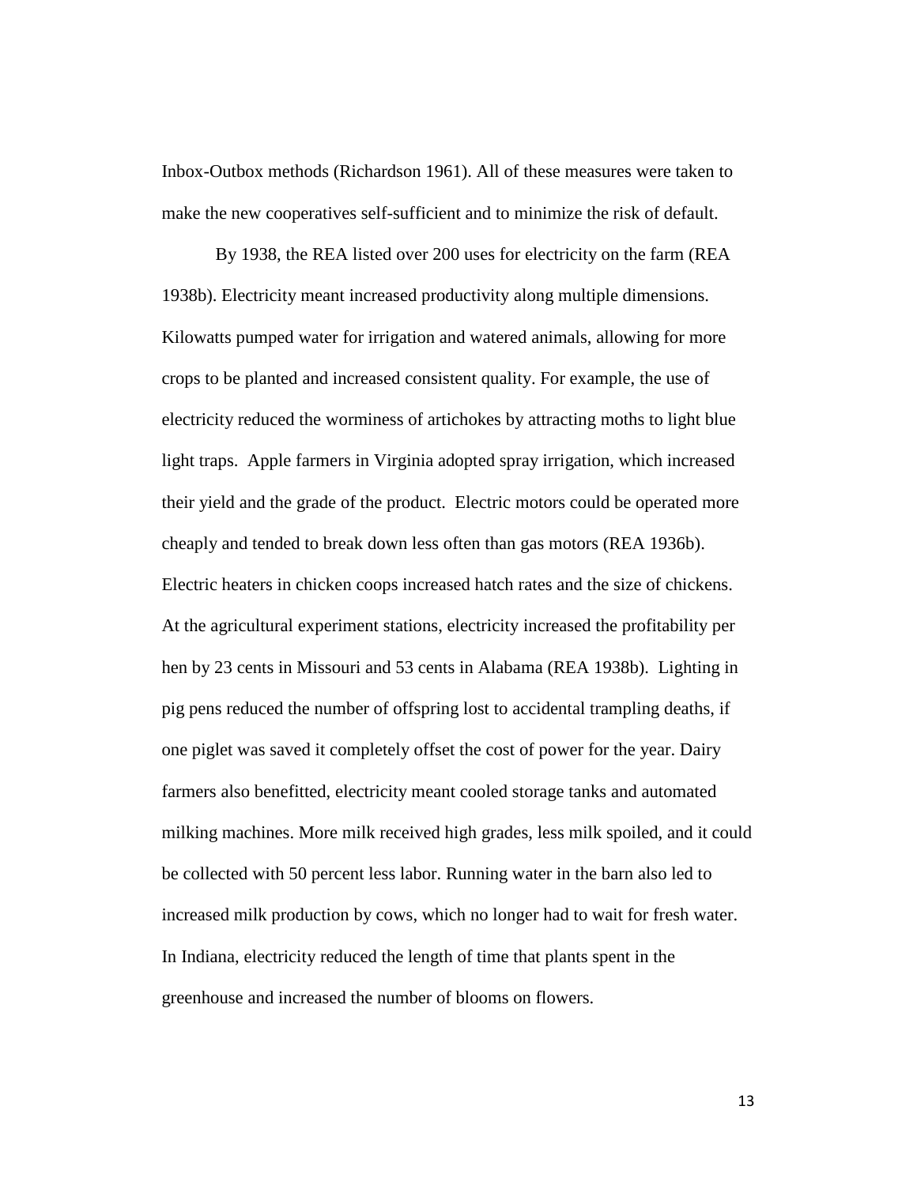Inbox-Outbox methods (Richardson 1961). All of these measures were taken to make the new cooperatives self-sufficient and to minimize the risk of default.

By 1938, the REA listed over 200 uses for electricity on the farm (REA 1938b). Electricity meant increased productivity along multiple dimensions. Kilowatts pumped water for irrigation and watered animals, allowing for more crops to be planted and increased consistent quality. For example, the use of electricity reduced the worminess of artichokes by attracting moths to light blue light traps. Apple farmers in Virginia adopted spray irrigation, which increased their yield and the grade of the product. Electric motors could be operated more cheaply and tended to break down less often than gas motors (REA 1936b). Electric heaters in chicken coops increased hatch rates and the size of chickens. At the agricultural experiment stations, electricity increased the profitability per hen by 23 cents in Missouri and 53 cents in Alabama (REA 1938b). Lighting in pig pens reduced the number of offspring lost to accidental trampling deaths, if one piglet was saved it completely offset the cost of power for the year. Dairy farmers also benefitted, electricity meant cooled storage tanks and automated milking machines. More milk received high grades, less milk spoiled, and it could be collected with 50 percent less labor. Running water in the barn also led to increased milk production by cows, which no longer had to wait for fresh water. In Indiana, electricity reduced the length of time that plants spent in the greenhouse and increased the number of blooms on flowers.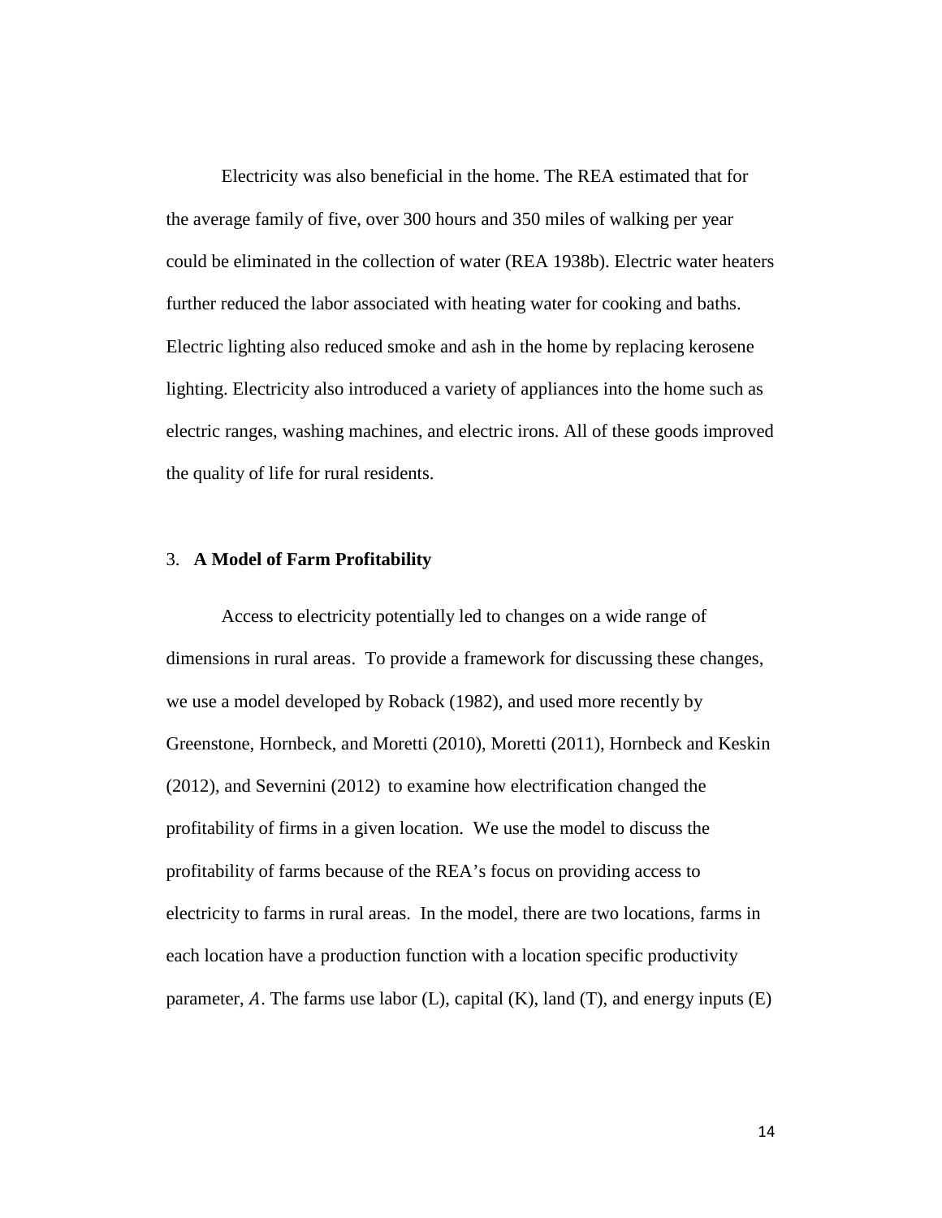Electricity was also beneficial in the home. The REA estimated that for the average family of five, over 300 hours and 350 miles of walking per year could be eliminated in the collection of water (REA 1938b). Electric water heaters further reduced the labor associated with heating water for cooking and baths. Electric lighting also reduced smoke and ash in the home by replacing kerosene lighting. Electricity also introduced a variety of appliances into the home such as electric ranges, washing machines, and electric irons. All of these goods improved the quality of life for rural residents.

## 3. **A Model of Farm Profitability**

Access to electricity potentially led to changes on a wide range of dimensions in rural areas. To provide a framework for discussing these changes, we use a model developed by Roback (1982), and used more recently by Greenstone, Hornbeck, and Moretti (2010), Moretti (2011), Hornbeck and Keskin (2012), and Severnini (2012) to examine how electrification changed the profitability of firms in a given location. We use the model to discuss the profitability of farms because of the REA's focus on providing access to electricity to farms in rural areas. In the model, there are two locations, farms in each location have a production function with a location specific productivity parameter, $A$. The farms use labor (L), capital (K), land (T), and energy inputs (E)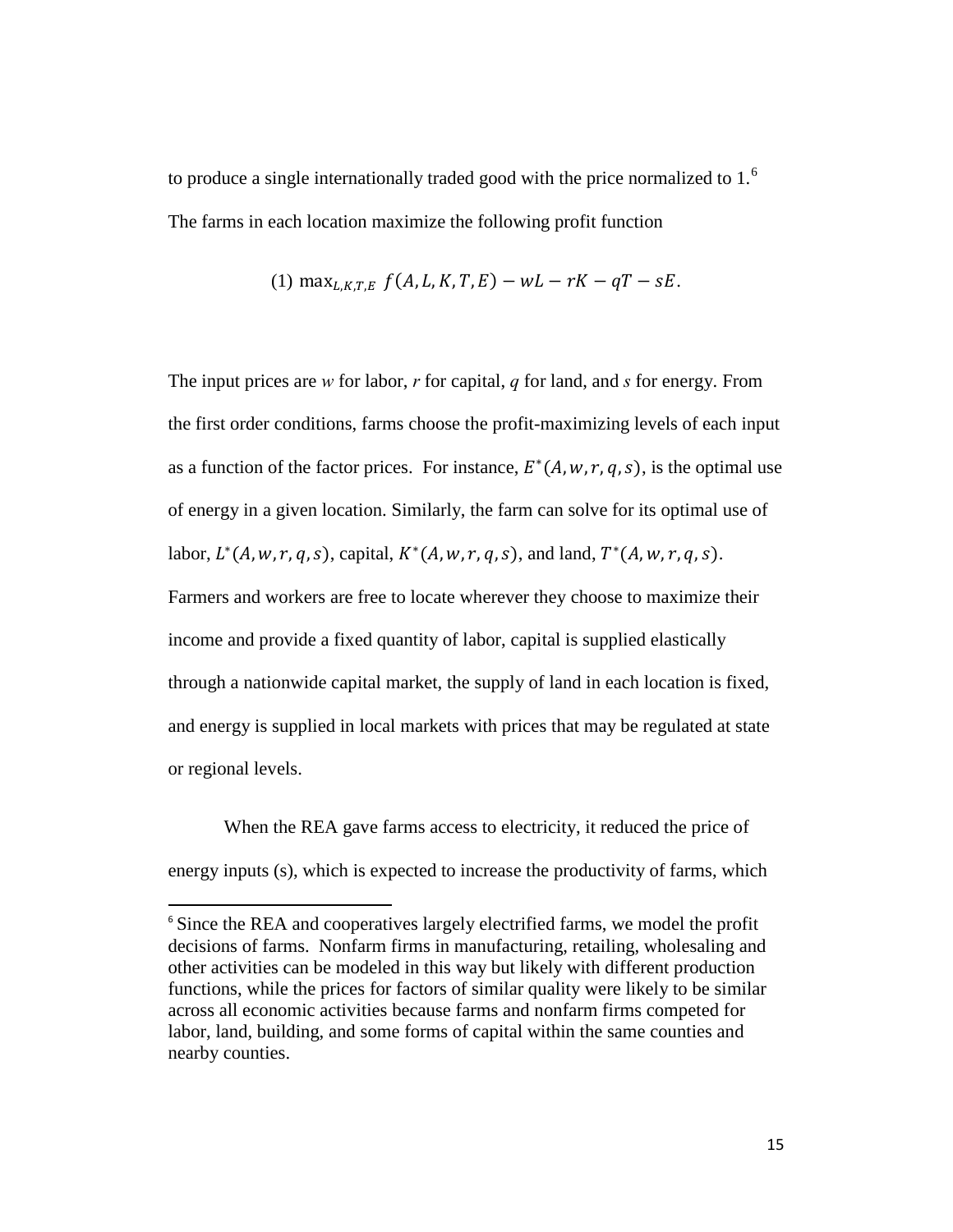to produce a single internationally traded good with the price normalized to 1.[6] The farms in each location maximize the following profit function

$$(1)\ \max_{L,K,T,E}\ f(A,L,K,T,E) - wL - rK - qT - sE.$$

The input prices are *w* for labor, *r* for capital, *q* for land, and *s* for energy. From the first order conditions, farms choose the profit-maximizing levels of each input as a function of the factor prices. For instance, $E^*(A, w, r, q, s)$, is the optimal use of energy in a given location. Similarly, the farm can solve for its optimal use of labor, $L^*(A, w, r, q, s)$, capital, $K^*(A, w, r, q, s)$, and land, $T^*(A, w, r, q, s)$. Farmers and workers are free to locate wherever they choose to maximize their income and provide a fixed quantity of labor, capital is supplied elastically through a nationwide capital market, the supply of land in each location is fixed, and energy is supplied in local markets with prices that may be regulated at state or regional levels.

When the REA gave farms access to electricity, it reduced the price of energy inputs (s), which is expected to increase the productivity of farms, which

[6] Since the REA and cooperatives largely electrified farms, we model the profit decisions of farms. Nonfarm firms in manufacturing, retailing, wholesaling and other activities can be modeled in this way but likely with different production functions, while the prices for factors of similar quality were likely to be similar across all economic activities because farms and nonfarm firms competed for labor, land, building, and some forms of capital within the same counties and nearby counties.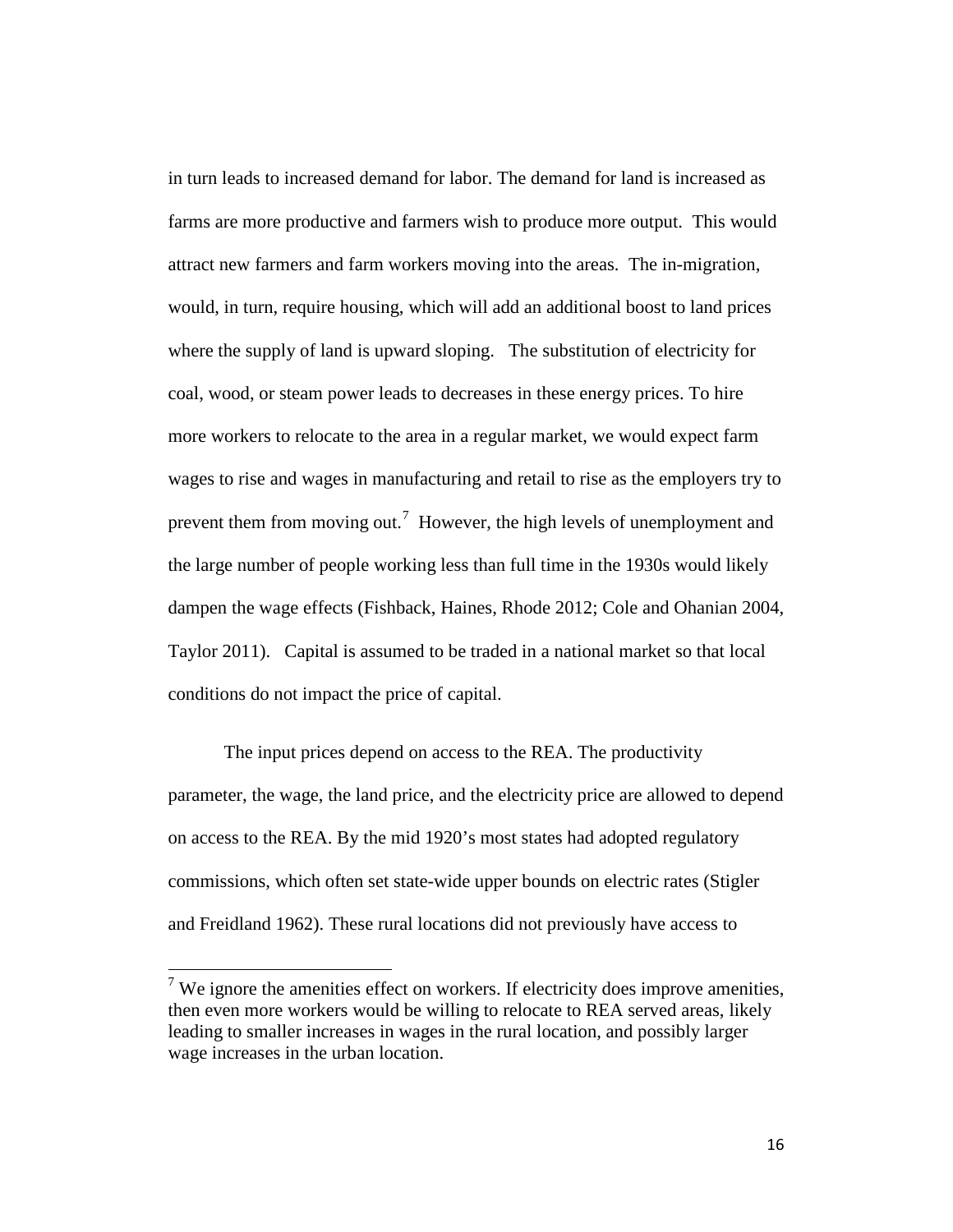in turn leads to increased demand for labor. The demand for land is increased as farms are more productive and farmers wish to produce more output. This would attract new farmers and farm workers moving into the areas. The in-migration, would, in turn, require housing, which will add an additional boost to land prices where the supply of land is upward sloping. The substitution of electricity for coal, wood, or steam power leads to decreases in these energy prices. To hire more workers to relocate to the area in a regular market, we would expect farm wages to rise and wages in manufacturing and retail to rise as the employers try to prevent them from moving out.[7] However, the high levels of unemployment and the large number of people working less than full time in the 1930s would likely dampen the wage effects (Fishback, Haines, Rhode 2012; Cole and Ohanian 2004, Taylor 2011). Capital is assumed to be traded in a national market so that local conditions do not impact the price of capital.

The input prices depend on access to the REA. The productivity parameter, the wage, the land price, and the electricity price are allowed to depend on access to the REA. By the mid 1920's most states had adopted regulatory commissions, which often set state-wide upper bounds on electric rates (Stigler and Freidland 1962). These rural locations did not previously have access to

[7] We ignore the amenities effect on workers. If electricity does improve amenities, then even more workers would be willing to relocate to REA served areas, likely leading to smaller increases in wages in the rural location, and possibly larger wage increases in the urban location.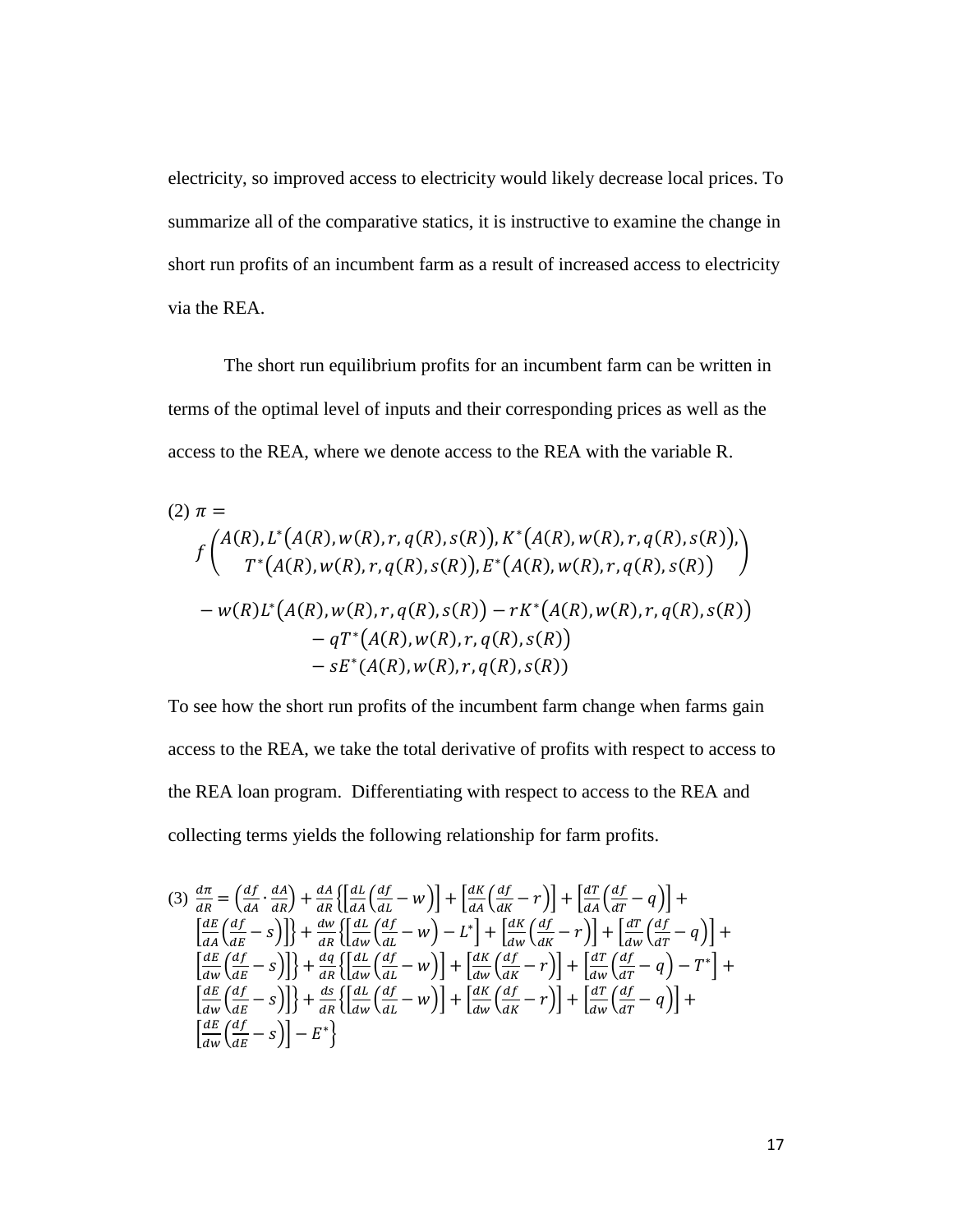electricity, so improved access to electricity would likely decrease local prices. To summarize all of the comparative statics, it is instructive to examine the change in short run profits of an incumbent farm as a result of increased access to electricity via the REA.

The short run equilibrium profits for an incumbent farm can be written in terms of the optimal level of inputs and their corresponding prices as well as the access to the REA, where we denote access to the REA with the variable R.

$$(2)\ \pi = f\begin{pmatrix} A(R), L^*\big(A(R), w(R), r, q(R), s(R)\big), K^*\big(A(R), w(R), r, q(R), s(R)\big), \\ T^*\big(A(R), w(R), r, q(R), s(R)\big), E^*\big(A(R), w(R), r, q(R), s(R)\big) \end{pmatrix}$$
$$- w(R)L^*\big(A(R), w(R), r, q(R), s(R)\big) - rK^*\big(A(R), w(R), r, q(R), s(R)\big) - qT^*\big(A(R), w(R), r, q(R), s(R)\big) - sE^*\big(A(R), w(R), r, q(R), s(R)\big)$$

To see how the short run profits of the incumbent farm change when farms gain access to the REA, we take the total derivative of profits with respect to access to the REA loan program. Differentiating with respect to access to the REA and collecting terms yields the following relationship for farm profits.

$$(3)\ \frac{d\pi}{dR} = \left(\frac{df}{dA}\cdot\frac{dA}{dR}\right) + \frac{dA}{dR}\left\{\left[\frac{dL}{dA}\left(\frac{df}{dL} - w\right)\right] + \left[\frac{dK}{dA}\left(\frac{df}{dK} - r\right)\right] + \left[\frac{dT}{dA}\left(\frac{df}{dT} - q\right)\right] + \left[\frac{dE}{dA}\left(\frac{df}{dE} - s\right)\right]\right\} + \frac{dw}{dR}\left\{\left[\frac{dL}{dw}\left(\frac{df}{dL} - w\right) - L^*\right] + \left[\frac{dK}{dw}\left(\frac{df}{dK} - r\right)\right] + \left[\frac{dT}{dw}\left(\frac{df}{dT} - q\right)\right] + \left[\frac{dE}{dw}\left(\frac{df}{dE} - s\right)\right]\right\} + \frac{dq}{dR}\left\{\left[\frac{dL}{dw}\left(\frac{df}{dL} - w\right)\right] + \left[\frac{dK}{dw}\left(\frac{df}{dK} - r\right)\right] + \left[\frac{dT}{dw}\left(\frac{df}{dT} - q\right) - T^*\right] + \left[\frac{dE}{dw}\left(\frac{df}{dE} - s\right)\right]\right\} + \frac{ds}{dR}\left\{\left[\frac{dL}{dw}\left(\frac{df}{dL} - w\right)\right] + \left[\frac{dK}{dw}\left(\frac{df}{dK} - r\right)\right] + \left[\frac{dT}{dw}\left(\frac{df}{dT} - q\right)\right] + \left[\frac{dE}{dw}\left(\frac{df}{dE} - s\right)\right] - E^*\right\}$$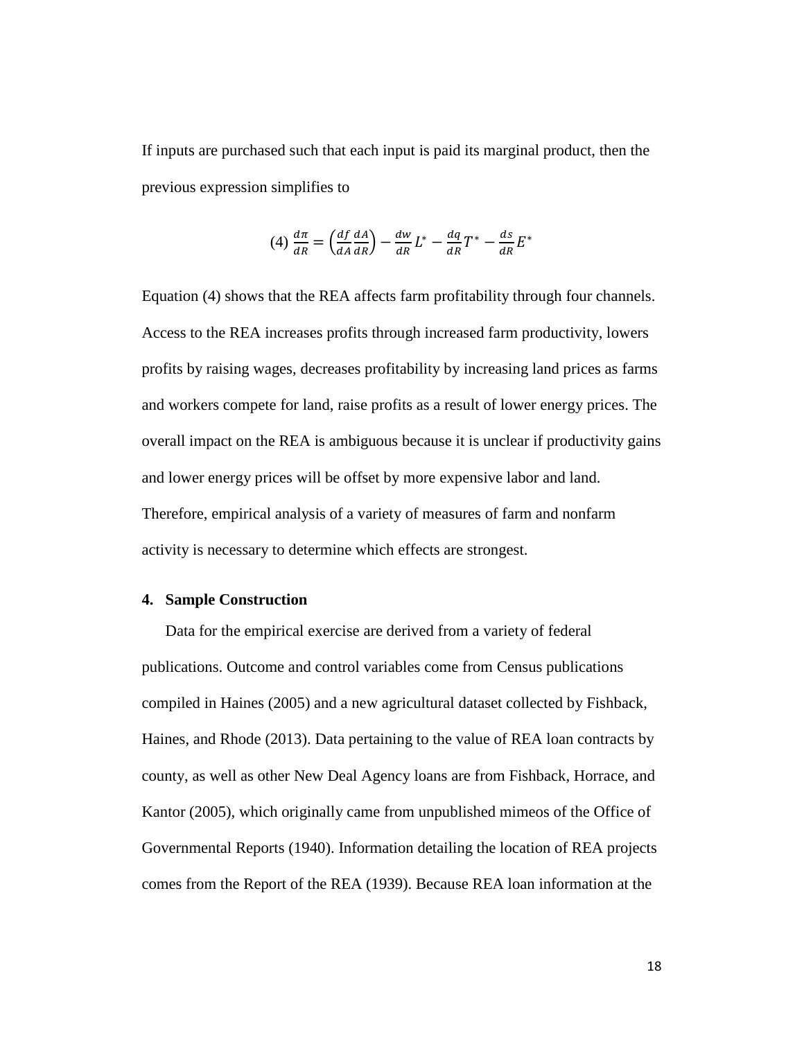If inputs are purchased such that each input is paid its marginal product, then the previous expression simplifies to

$$(4)\ \frac{d\pi}{dR} = \left(\frac{df}{dA}\frac{dA}{dR}\right) - \frac{dw}{dR}L^{*} - \frac{dq}{dR}T^{*} - \frac{ds}{dR}E^{*}$$

Equation (4) shows that the REA affects farm profitability through four channels. Access to the REA increases profits through increased farm productivity, lowers profits by raising wages, decreases profitability by increasing land prices as farms and workers compete for land, raise profits as a result of lower energy prices. The overall impact on the REA is ambiguous because it is unclear if productivity gains and lower energy prices will be offset by more expensive labor and land. Therefore, empirical analysis of a variety of measures of farm and nonfarm activity is necessary to determine which effects are strongest.

## 4. Sample Construction

Data for the empirical exercise are derived from a variety of federal publications. Outcome and control variables come from Census publications compiled in Haines (2005) and a new agricultural dataset collected by Fishback, Haines, and Rhode (2013). Data pertaining to the value of REA loan contracts by county, as well as other New Deal Agency loans are from Fishback, Horrace, and Kantor (2005), which originally came from unpublished mimeos of the Office of Governmental Reports (1940). Information detailing the location of REA projects comes from the Report of the REA (1939). Because REA loan information at the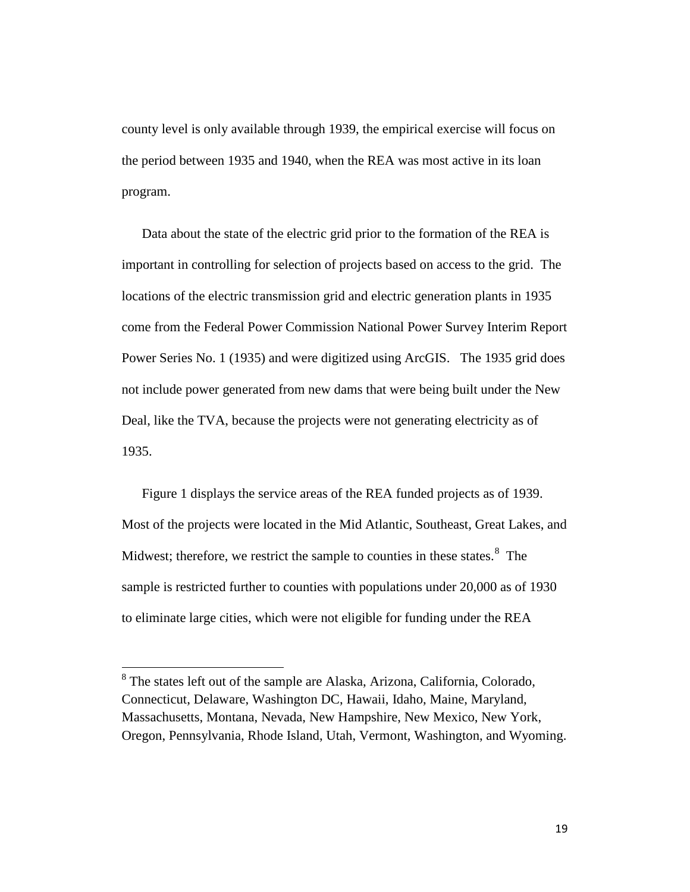county level is only available through 1939, the empirical exercise will focus on the period between 1935 and 1940, when the REA was most active in its loan program.

Data about the state of the electric grid prior to the formation of the REA is important in controlling for selection of projects based on access to the grid. The locations of the electric transmission grid and electric generation plants in 1935 come from the Federal Power Commission National Power Survey Interim Report Power Series No. 1 (1935) and were digitized using ArcGIS. The 1935 grid does not include power generated from new dams that were being built under the New Deal, like the TVA, because the projects were not generating electricity as of 1935.

Figure 1 displays the service areas of the REA funded projects as of 1939. Most of the projects were located in the Mid Atlantic, Southeast, Great Lakes, and Midwest; therefore, we restrict the sample to counties in these states.[8] The sample is restricted further to counties with populations under 20,000 as of 1930 to eliminate large cities, which were not eligible for funding under the REA

[8] The states left out of the sample are Alaska, Arizona, California, Colorado, Connecticut, Delaware, Washington DC, Hawaii, Idaho, Maine, Maryland, Massachusetts, Montana, Nevada, New Hampshire, New Mexico, New York, Oregon, Pennsylvania, Rhode Island, Utah, Vermont, Washington, and Wyoming.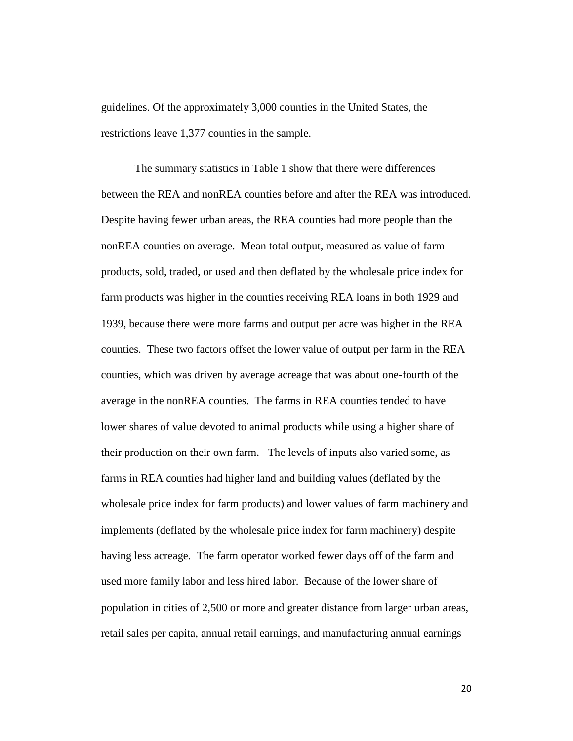guidelines. Of the approximately 3,000 counties in the United States, the restrictions leave 1,377 counties in the sample.

The summary statistics in Table 1 show that there were differences between the REA and nonREA counties before and after the REA was introduced. Despite having fewer urban areas, the REA counties had more people than the nonREA counties on average. Mean total output, measured as value of farm products, sold, traded, or used and then deflated by the wholesale price index for farm products was higher in the counties receiving REA loans in both 1929 and 1939, because there were more farms and output per acre was higher in the REA counties. These two factors offset the lower value of output per farm in the REA counties, which was driven by average acreage that was about one-fourth of the average in the nonREA counties. The farms in REA counties tended to have lower shares of value devoted to animal products while using a higher share of their production on their own farm. The levels of inputs also varied some, as farms in REA counties had higher land and building values (deflated by the wholesale price index for farm products) and lower values of farm machinery and implements (deflated by the wholesale price index for farm machinery) despite having less acreage. The farm operator worked fewer days off of the farm and used more family labor and less hired labor. Because of the lower share of population in cities of 2,500 or more and greater distance from larger urban areas, retail sales per capita, annual retail earnings, and manufacturing annual earnings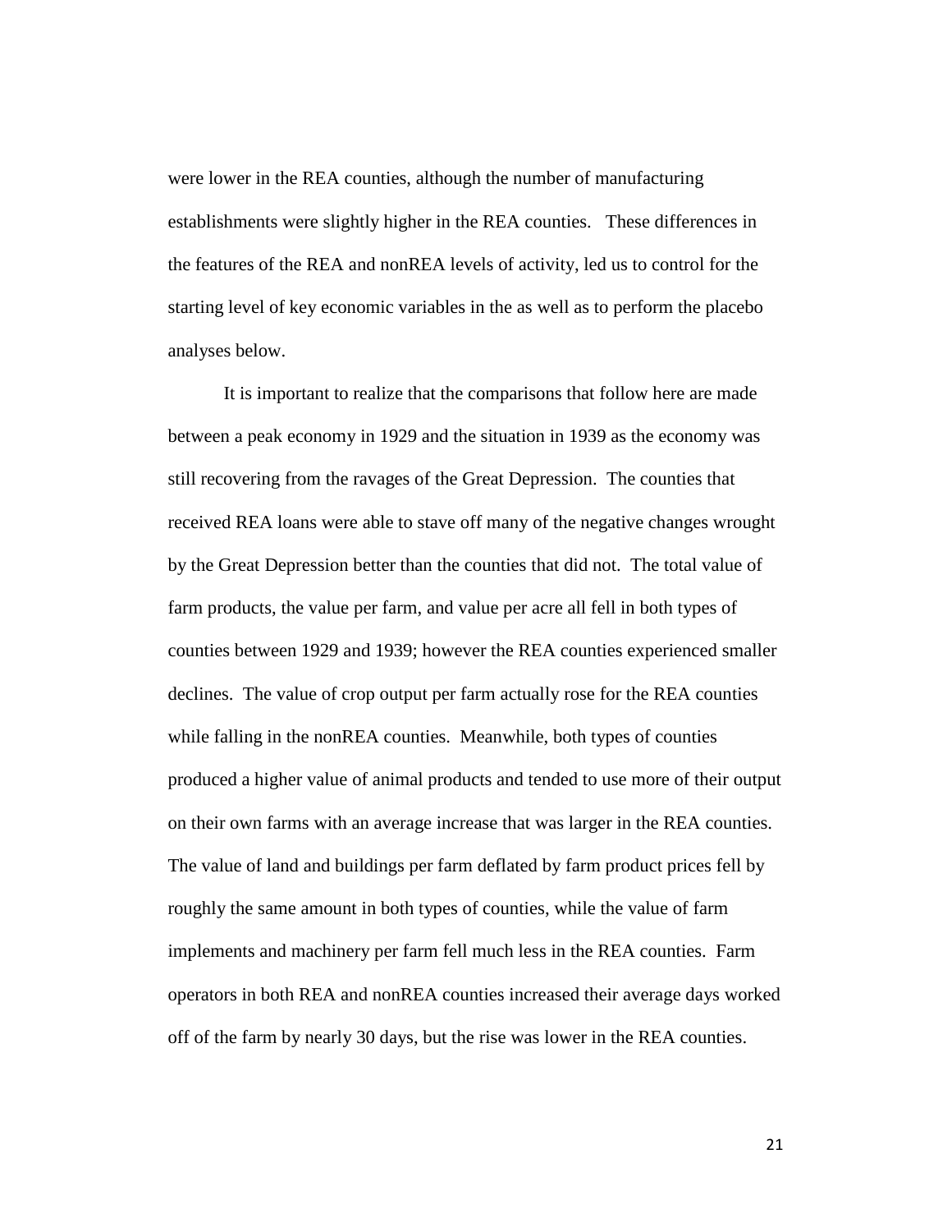were lower in the REA counties, although the number of manufacturing establishments were slightly higher in the REA counties. These differences in the features of the REA and nonREA levels of activity, led us to control for the starting level of key economic variables in the as well as to perform the placebo analyses below.

It is important to realize that the comparisons that follow here are made between a peak economy in 1929 and the situation in 1939 as the economy was still recovering from the ravages of the Great Depression. The counties that received REA loans were able to stave off many of the negative changes wrought by the Great Depression better than the counties that did not. The total value of farm products, the value per farm, and value per acre all fell in both types of counties between 1929 and 1939; however the REA counties experienced smaller declines. The value of crop output per farm actually rose for the REA counties while falling in the nonREA counties. Meanwhile, both types of counties produced a higher value of animal products and tended to use more of their output on their own farms with an average increase that was larger in the REA counties. The value of land and buildings per farm deflated by farm product prices fell by roughly the same amount in both types of counties, while the value of farm implements and machinery per farm fell much less in the REA counties. Farm operators in both REA and nonREA counties increased their average days worked off of the farm by nearly 30 days, but the rise was lower in the REA counties.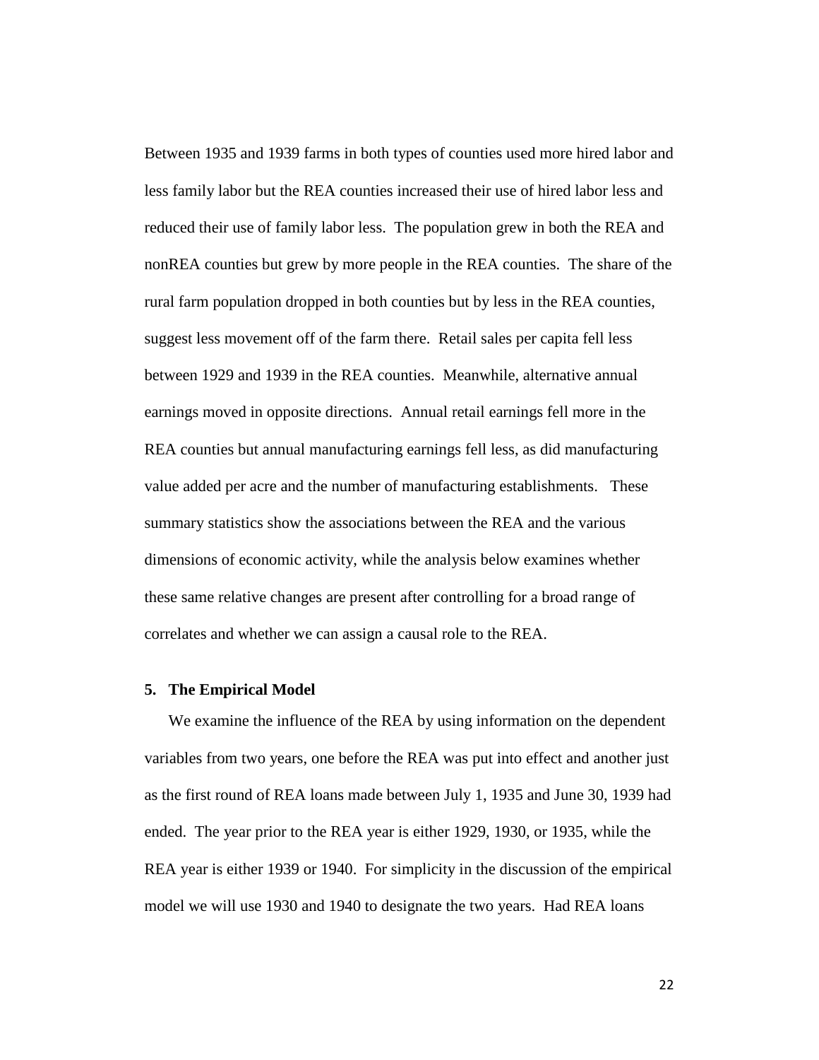Between 1935 and 1939 farms in both types of counties used more hired labor and less family labor but the REA counties increased their use of hired labor less and reduced their use of family labor less. The population grew in both the REA and nonREA counties but grew by more people in the REA counties. The share of the rural farm population dropped in both counties but by less in the REA counties, suggest less movement off of the farm there. Retail sales per capita fell less between 1929 and 1939 in the REA counties. Meanwhile, alternative annual earnings moved in opposite directions. Annual retail earnings fell more in the REA counties but annual manufacturing earnings fell less, as did manufacturing value added per acre and the number of manufacturing establishments. These summary statistics show the associations between the REA and the various dimensions of economic activity, while the analysis below examines whether these same relative changes are present after controlling for a broad range of correlates and whether we can assign a causal role to the REA.

## 5. The Empirical Model

We examine the influence of the REA by using information on the dependent variables from two years, one before the REA was put into effect and another just as the first round of REA loans made between July 1, 1935 and June 30, 1939 had ended. The year prior to the REA year is either 1929, 1930, or 1935, while the REA year is either 1939 or 1940. For simplicity in the discussion of the empirical model we will use 1930 and 1940 to designate the two years. Had REA loans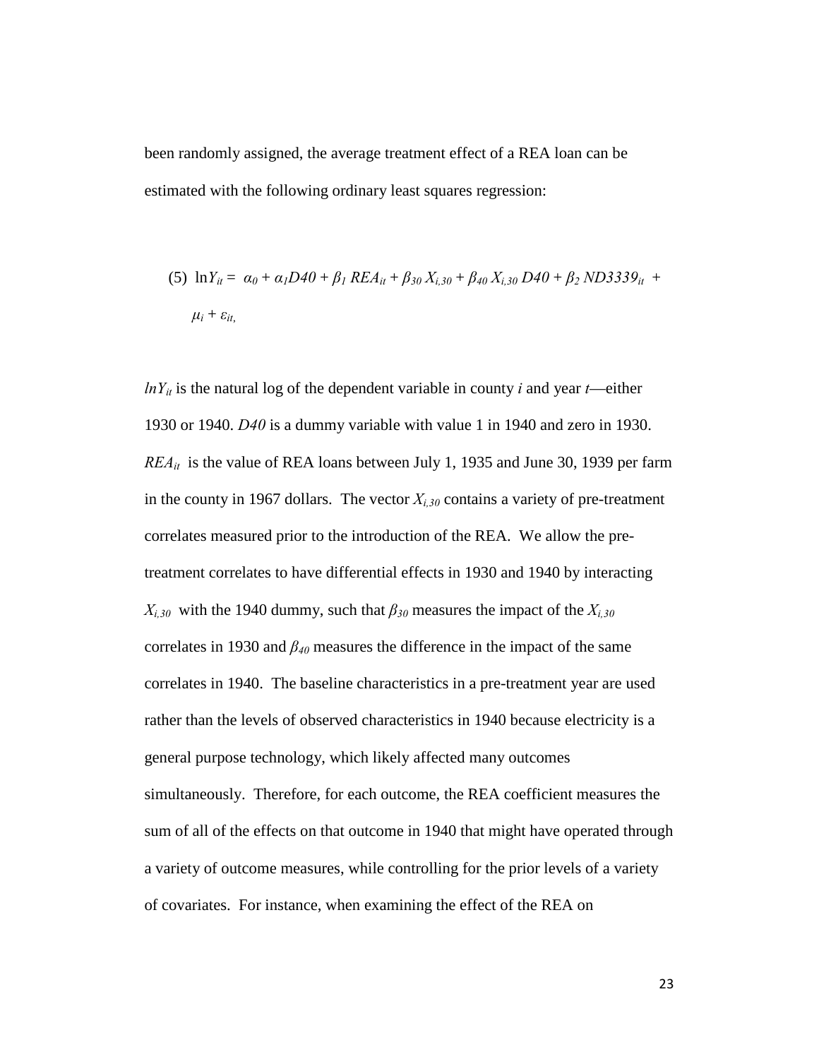been randomly assigned, the average treatment effect of a REA loan can be estimated with the following ordinary least squares regression:

$$\text{(5)} \quad \ln Y_{it} = \alpha_0 + \alpha_1 D40 + \beta_1 REA_{it} + \beta_{30} X_{i,30} + \beta_{40} X_{i,30} D40 + \beta_2 ND3339_{it} + \mu_i + \varepsilon_{it},$$

$lnY_{it}$ is the natural log of the dependent variable in county $i$ and year $t$—either 1930 or 1940. $D40$ is a dummy variable with value 1 in 1940 and zero in 1930. $REA_{it}$ is the value of REA loans between July 1, 1935 and June 30, 1939 per farm in the county in 1967 dollars. The vector $X_{i,30}$ contains a variety of pre-treatment correlates measured prior to the introduction of the REA. We allow the pre-treatment correlates to have differential effects in 1930 and 1940 by interacting $X_{i,30}$ with the 1940 dummy, such that $\beta_{30}$ measures the impact of the $X_{i,30}$ correlates in 1930 and $\beta_{40}$ measures the difference in the impact of the same correlates in 1940. The baseline characteristics in a pre-treatment year are used rather than the levels of observed characteristics in 1940 because electricity is a general purpose technology, which likely affected many outcomes simultaneously. Therefore, for each outcome, the REA coefficient measures the sum of all of the effects on that outcome in 1940 that might have operated through a variety of outcome measures, while controlling for the prior levels of a variety of covariates. For instance, when examining the effect of the REA on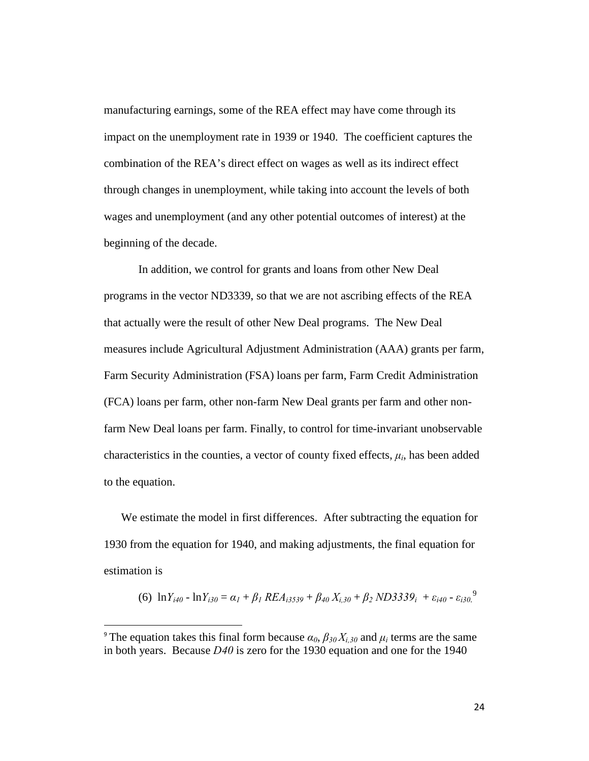manufacturing earnings, some of the REA effect may have come through its impact on the unemployment rate in 1939 or 1940. The coefficient captures the combination of the REA's direct effect on wages as well as its indirect effect through changes in unemployment, while taking into account the levels of both wages and unemployment (and any other potential outcomes of interest) at the beginning of the decade.

In addition, we control for grants and loans from other New Deal programs in the vector ND3339, so that we are not ascribing effects of the REA that actually were the result of other New Deal programs. The New Deal measures include Agricultural Adjustment Administration (AAA) grants per farm, Farm Security Administration (FSA) loans per farm, Farm Credit Administration (FCA) loans per farm, other non-farm New Deal grants per farm and other non-farm New Deal loans per farm. Finally, to control for time-invariant unobservable characteristics in the counties, a vector of county fixed effects, $\mu_i$, has been added to the equation.

We estimate the model in first differences. After subtracting the equation for 1930 from the equation for 1940, and making adjustments, the final equation for estimation is

$$(6)\ \ \ln Y_{i40} - \ln Y_{i30} = \alpha_1 + \beta_1\, REA_{i3539} + \beta_{40}\, X_{i,30} + \beta_2\, ND3339_i + \varepsilon_{i40} - \varepsilon_{i30}.$$ [9]

[9] The equation takes this final form because $\alpha_0$, $\beta_{30} X_{i,30}$ and $\mu_i$ terms are the same in both years. Because *D40* is zero for the 1930 equation and one for the 1940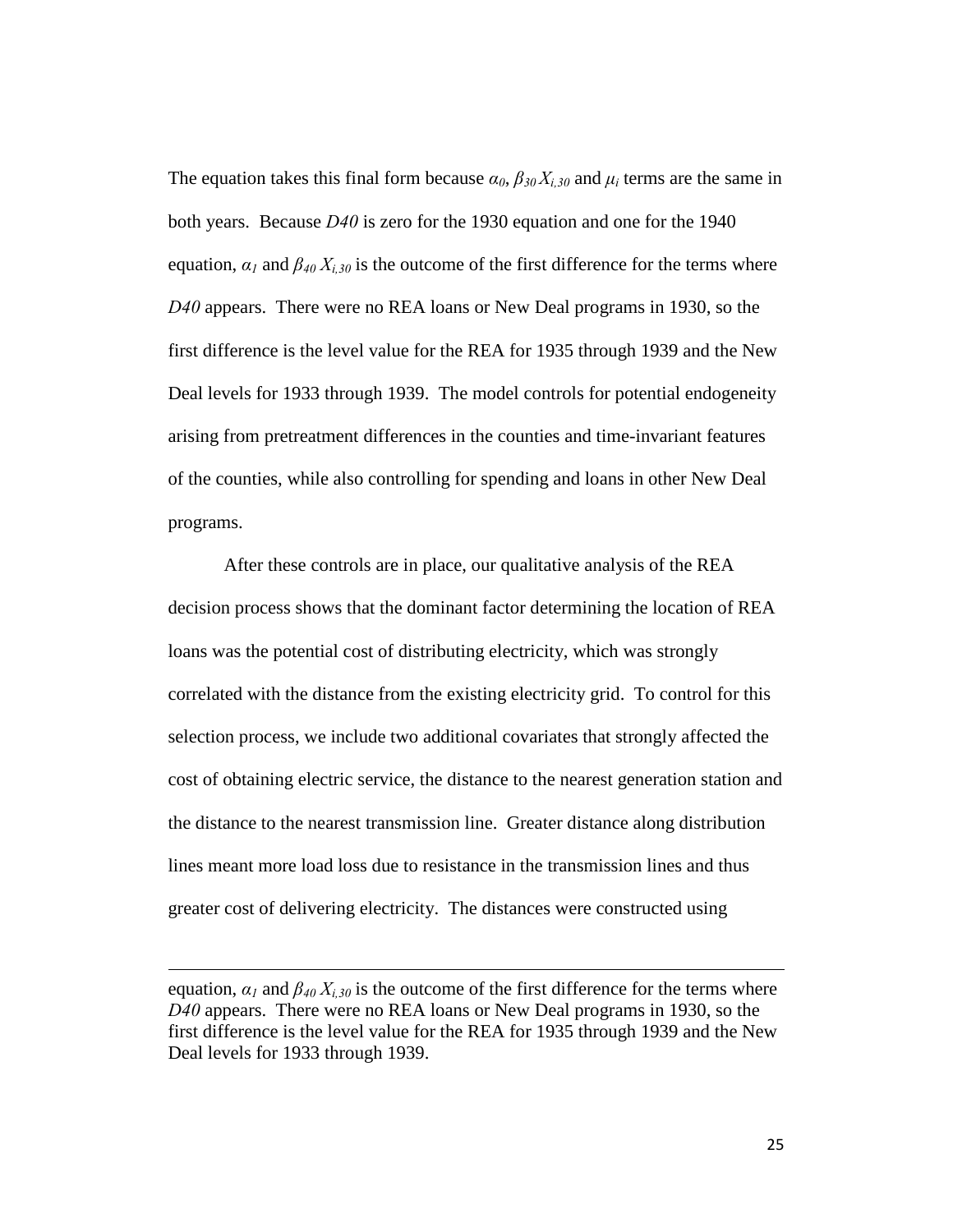The equation takes this final form because $\alpha_0$, $\beta_{30} X_{i,30}$ and $\mu_i$ terms are the same in both years. Because *D40* is zero for the 1930 equation and one for the 1940 equation, $\alpha_1$ and $\beta_{40} X_{i,30}$ is the outcome of the first difference for the terms where *D40* appears. There were no REA loans or New Deal programs in 1930, so the first difference is the level value for the REA for 1935 through 1939 and the New Deal levels for 1933 through 1939. The model controls for potential endogeneity arising from pretreatment differences in the counties and time-invariant features of the counties, while also controlling for spending and loans in other New Deal programs.

After these controls are in place, our qualitative analysis of the REA decision process shows that the dominant factor determining the location of REA loans was the potential cost of distributing electricity, which was strongly correlated with the distance from the existing electricity grid. To control for this selection process, we include two additional covariates that strongly affected the cost of obtaining electric service, the distance to the nearest generation station and the distance to the nearest transmission line. Greater distance along distribution lines meant more load loss due to resistance in the transmission lines and thus greater cost of delivering electricity. The distances were constructed using

---

equation, $\alpha_1$ and $\beta_{40} X_{i,30}$ is the outcome of the first difference for the terms where *D40* appears. There were no REA loans or New Deal programs in 1930, so the first difference is the level value for the REA for 1935 through 1939 and the New Deal levels for 1933 through 1939.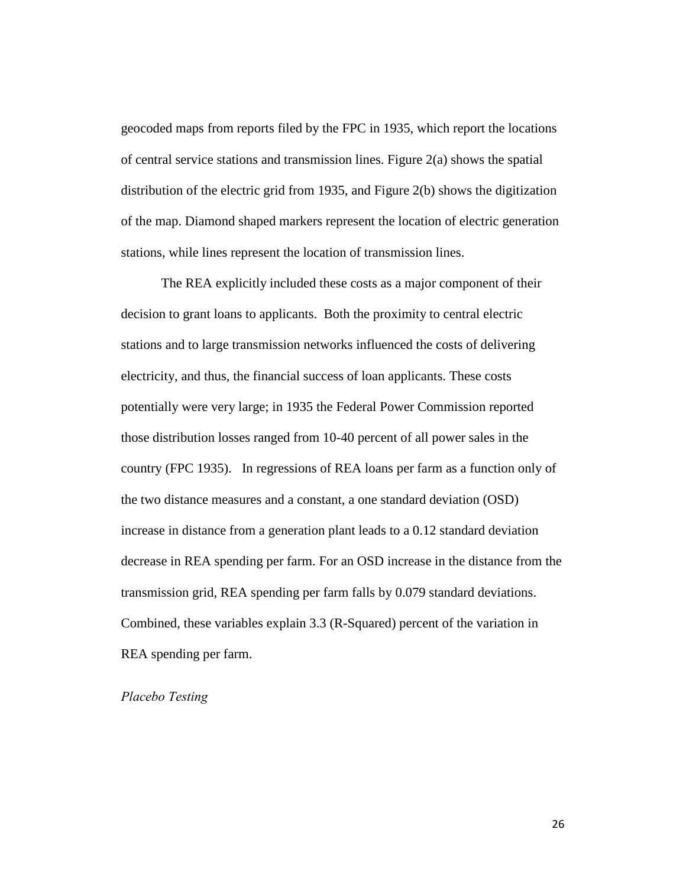geocoded maps from reports filed by the FPC in 1935, which report the locations of central service stations and transmission lines. Figure 2(a) shows the spatial distribution of the electric grid from 1935, and Figure 2(b) shows the digitization of the map. Diamond shaped markers represent the location of electric generation stations, while lines represent the location of transmission lines.

The REA explicitly included these costs as a major component of their decision to grant loans to applicants. Both the proximity to central electric stations and to large transmission networks influenced the costs of delivering electricity, and thus, the financial success of loan applicants. These costs potentially were very large; in 1935 the Federal Power Commission reported those distribution losses ranged from 10-40 percent of all power sales in the country (FPC 1935). In regressions of REA loans per farm as a function only of the two distance measures and a constant, a one standard deviation (OSD) increase in distance from a generation plant leads to a 0.12 standard deviation decrease in REA spending per farm. For an OSD increase in the distance from the transmission grid, REA spending per farm falls by 0.079 standard deviations. Combined, these variables explain 3.3 (R-Squared) percent of the variation in REA spending per farm.

*Placebo Testing*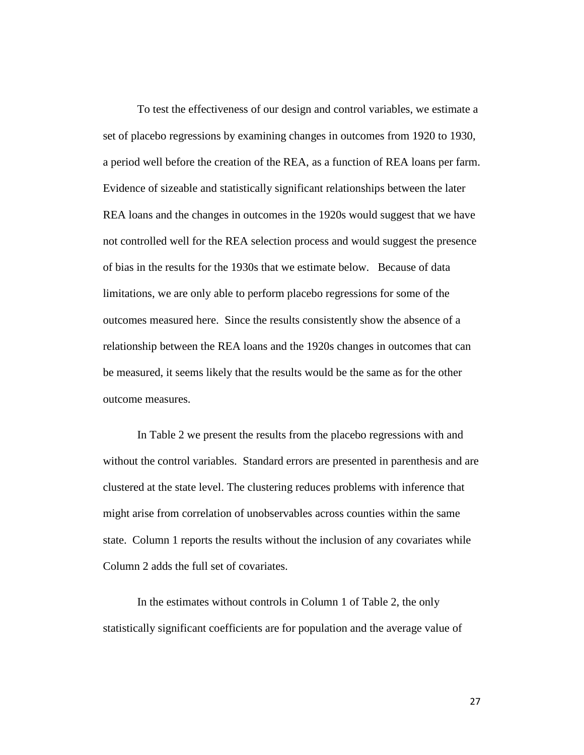To test the effectiveness of our design and control variables, we estimate a set of placebo regressions by examining changes in outcomes from 1920 to 1930, a period well before the creation of the REA, as a function of REA loans per farm. Evidence of sizeable and statistically significant relationships between the later REA loans and the changes in outcomes in the 1920s would suggest that we have not controlled well for the REA selection process and would suggest the presence of bias in the results for the 1930s that we estimate below. Because of data limitations, we are only able to perform placebo regressions for some of the outcomes measured here. Since the results consistently show the absence of a relationship between the REA loans and the 1920s changes in outcomes that can be measured, it seems likely that the results would be the same as for the other outcome measures.

In Table 2 we present the results from the placebo regressions with and without the control variables. Standard errors are presented in parenthesis and are clustered at the state level. The clustering reduces problems with inference that might arise from correlation of unobservables across counties within the same state. Column 1 reports the results without the inclusion of any covariates while Column 2 adds the full set of covariates.

In the estimates without controls in Column 1 of Table 2, the only statistically significant coefficients are for population and the average value of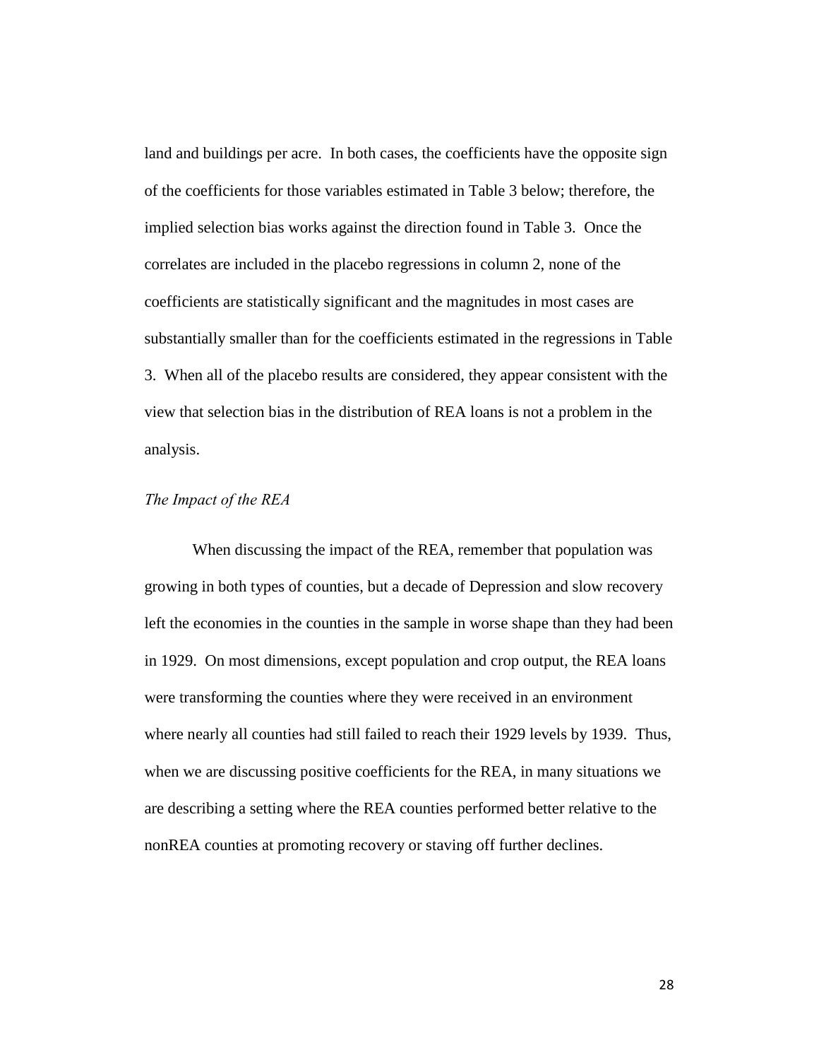land and buildings per acre. In both cases, the coefficients have the opposite sign of the coefficients for those variables estimated in Table 3 below; therefore, the implied selection bias works against the direction found in Table 3. Once the correlates are included in the placebo regressions in column 2, none of the coefficients are statistically significant and the magnitudes in most cases are substantially smaller than for the coefficients estimated in the regressions in Table 3. When all of the placebo results are considered, they appear consistent with the view that selection bias in the distribution of REA loans is not a problem in the analysis.

*The Impact of the REA*

When discussing the impact of the REA, remember that population was growing in both types of counties, but a decade of Depression and slow recovery left the economies in the counties in the sample in worse shape than they had been in 1929. On most dimensions, except population and crop output, the REA loans were transforming the counties where they were received in an environment where nearly all counties had still failed to reach their 1929 levels by 1939. Thus, when we are discussing positive coefficients for the REA, in many situations we are describing a setting where the REA counties performed better relative to the nonREA counties at promoting recovery or staving off further declines.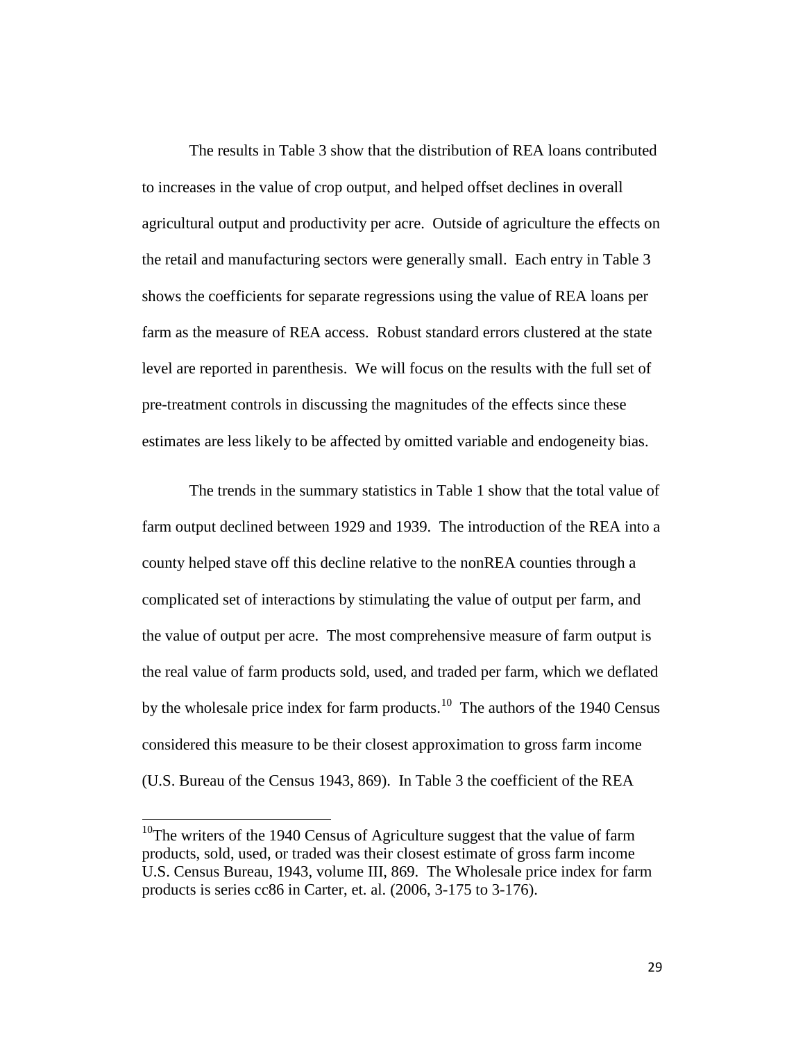The results in Table 3 show that the distribution of REA loans contributed to increases in the value of crop output, and helped offset declines in overall agricultural output and productivity per acre. Outside of agriculture the effects on the retail and manufacturing sectors were generally small. Each entry in Table 3 shows the coefficients for separate regressions using the value of REA loans per farm as the measure of REA access. Robust standard errors clustered at the state level are reported in parenthesis. We will focus on the results with the full set of pre-treatment controls in discussing the magnitudes of the effects since these estimates are less likely to be affected by omitted variable and endogeneity bias.

The trends in the summary statistics in Table 1 show that the total value of farm output declined between 1929 and 1939. The introduction of the REA into a county helped stave off this decline relative to the nonREA counties through a complicated set of interactions by stimulating the value of output per farm, and the value of output per acre. The most comprehensive measure of farm output is the real value of farm products sold, used, and traded per farm, which we deflated by the wholesale price index for farm products.[10] The authors of the 1940 Census considered this measure to be their closest approximation to gross farm income (U.S. Bureau of the Census 1943, 869). In Table 3 the coefficient of the REA

---

[10]The writers of the 1940 Census of Agriculture suggest that the value of farm products, sold, used, or traded was their closest estimate of gross farm income U.S. Census Bureau, 1943, volume III, 869. The Wholesale price index for farm products is series cc86 in Carter, et. al. (2006, 3-175 to 3-176).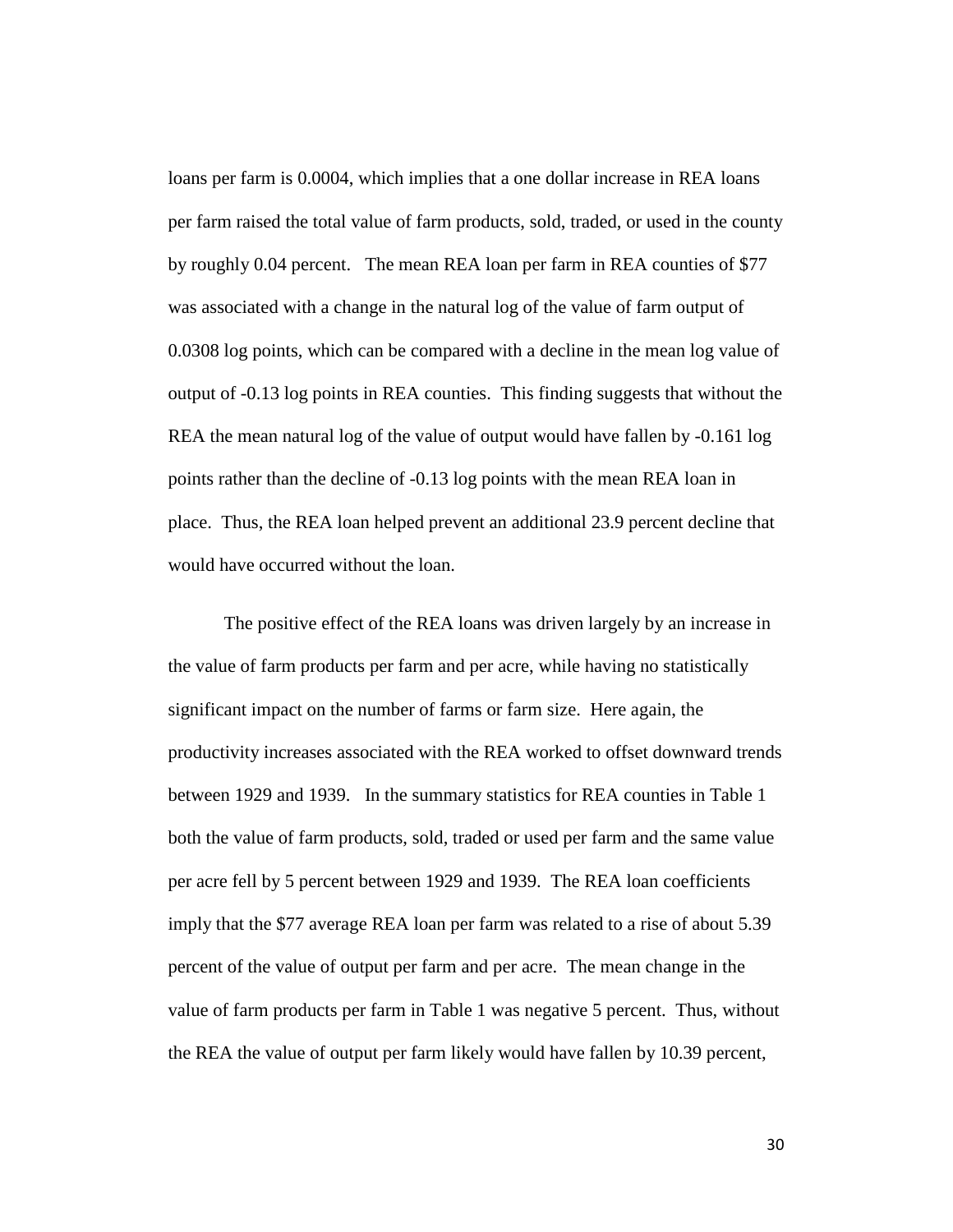loans per farm is 0.0004, which implies that a one dollar increase in REA loans per farm raised the total value of farm products, sold, traded, or used in the county by roughly 0.04 percent. The mean REA loan per farm in REA counties of $77 was associated with a change in the natural log of the value of farm output of 0.0308 log points, which can be compared with a decline in the mean log value of output of -0.13 log points in REA counties. This finding suggests that without the REA the mean natural log of the value of output would have fallen by -0.161 log points rather than the decline of -0.13 log points with the mean REA loan in place. Thus, the REA loan helped prevent an additional 23.9 percent decline that would have occurred without the loan.

The positive effect of the REA loans was driven largely by an increase in the value of farm products per farm and per acre, while having no statistically significant impact on the number of farms or farm size. Here again, the productivity increases associated with the REA worked to offset downward trends between 1929 and 1939. In the summary statistics for REA counties in Table 1 both the value of farm products, sold, traded or used per farm and the same value per acre fell by 5 percent between 1929 and 1939. The REA loan coefficients imply that the $77 average REA loan per farm was related to a rise of about 5.39 percent of the value of output per farm and per acre. The mean change in the value of farm products per farm in Table 1 was negative 5 percent. Thus, without the REA the value of output per farm likely would have fallen by 10.39 percent,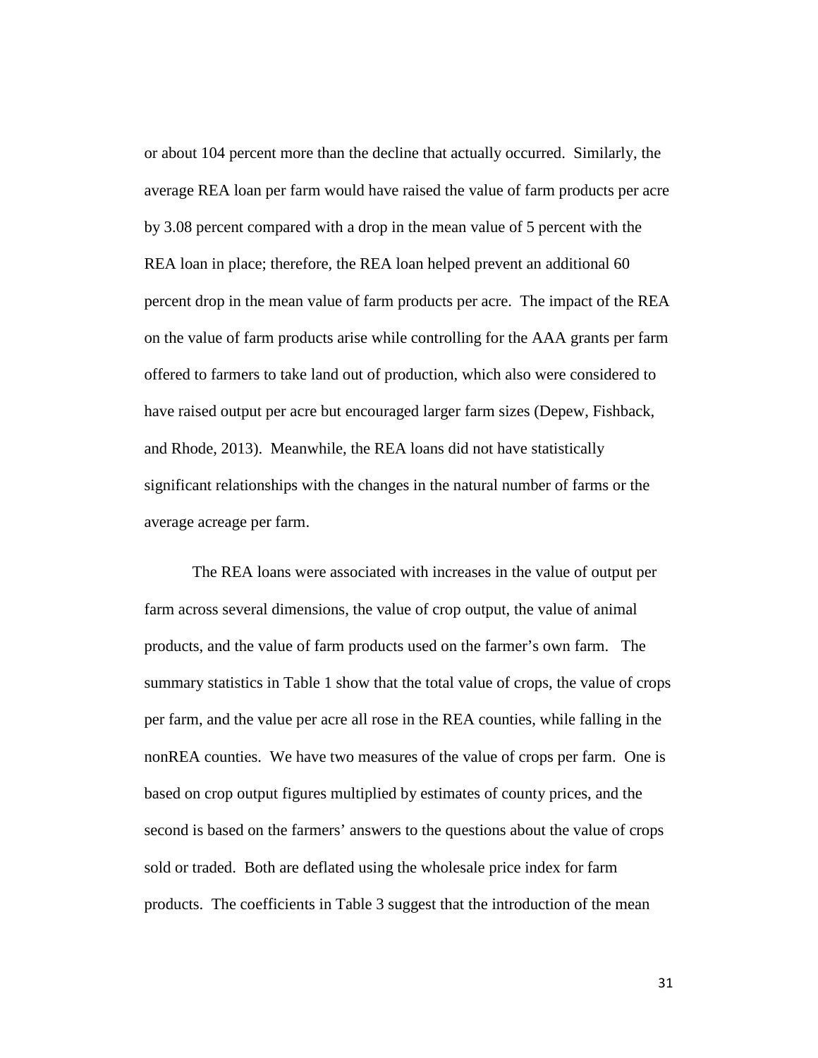or about 104 percent more than the decline that actually occurred. Similarly, the average REA loan per farm would have raised the value of farm products per acre by 3.08 percent compared with a drop in the mean value of 5 percent with the REA loan in place; therefore, the REA loan helped prevent an additional 60 percent drop in the mean value of farm products per acre. The impact of the REA on the value of farm products arise while controlling for the AAA grants per farm offered to farmers to take land out of production, which also were considered to have raised output per acre but encouraged larger farm sizes (Depew, Fishback, and Rhode, 2013). Meanwhile, the REA loans did not have statistically significant relationships with the changes in the natural number of farms or the average acreage per farm.

The REA loans were associated with increases in the value of output per farm across several dimensions, the value of crop output, the value of animal products, and the value of farm products used on the farmer's own farm. The summary statistics in Table 1 show that the total value of crops, the value of crops per farm, and the value per acre all rose in the REA counties, while falling in the nonREA counties. We have two measures of the value of crops per farm. One is based on crop output figures multiplied by estimates of county prices, and the second is based on the farmers' answers to the questions about the value of crops sold or traded. Both are deflated using the wholesale price index for farm products. The coefficients in Table 3 suggest that the introduction of the mean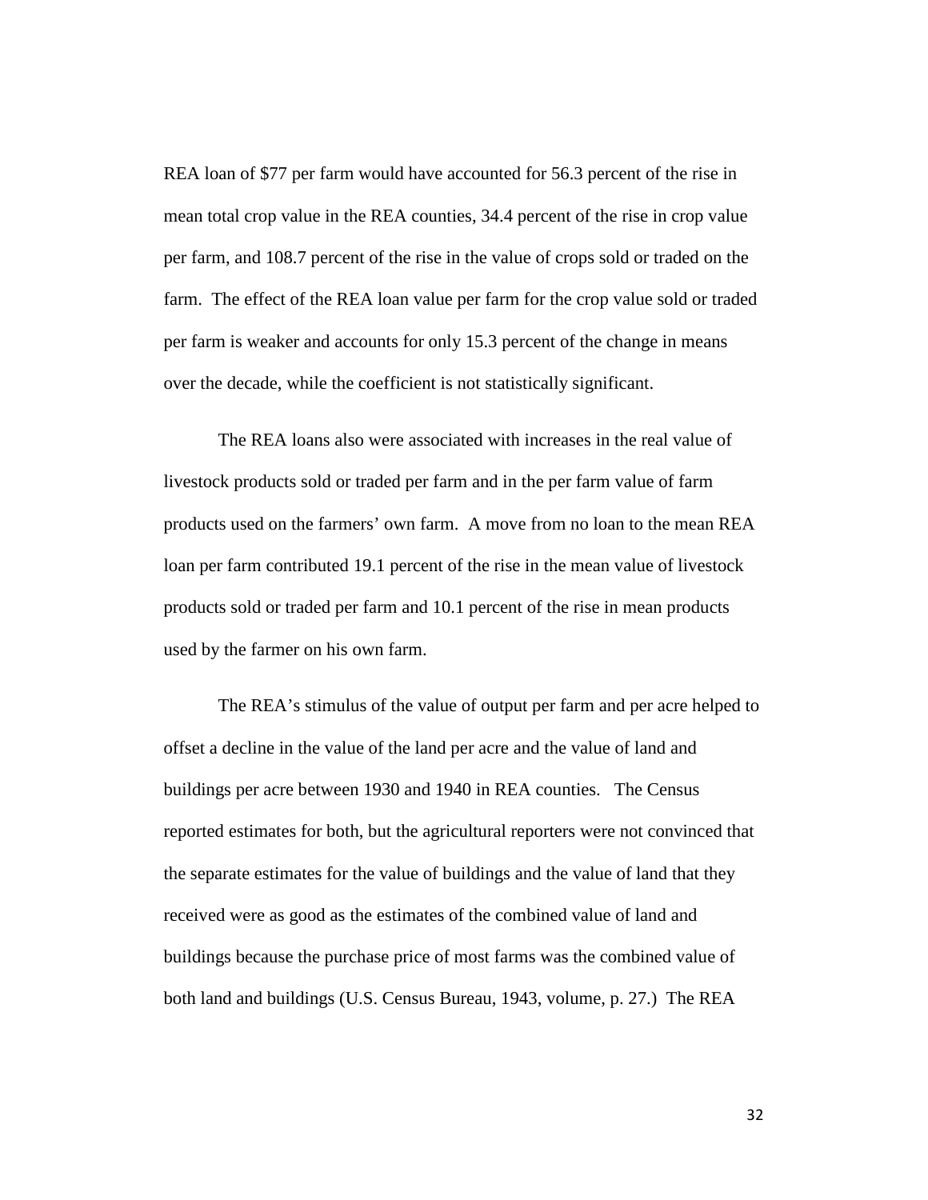REA loan of $77 per farm would have accounted for 56.3 percent of the rise in mean total crop value in the REA counties, 34.4 percent of the rise in crop value per farm, and 108.7 percent of the rise in the value of crops sold or traded on the farm. The effect of the REA loan value per farm for the crop value sold or traded per farm is weaker and accounts for only 15.3 percent of the change in means over the decade, while the coefficient is not statistically significant.

The REA loans also were associated with increases in the real value of livestock products sold or traded per farm and in the per farm value of farm products used on the farmers' own farm. A move from no loan to the mean REA loan per farm contributed 19.1 percent of the rise in the mean value of livestock products sold or traded per farm and 10.1 percent of the rise in mean products used by the farmer on his own farm.

The REA's stimulus of the value of output per farm and per acre helped to offset a decline in the value of the land per acre and the value of land and buildings per acre between 1930 and 1940 in REA counties. The Census reported estimates for both, but the agricultural reporters were not convinced that the separate estimates for the value of buildings and the value of land that they received were as good as the estimates of the combined value of land and buildings because the purchase price of most farms was the combined value of both land and buildings (U.S. Census Bureau, 1943, volume, p. 27.) The REA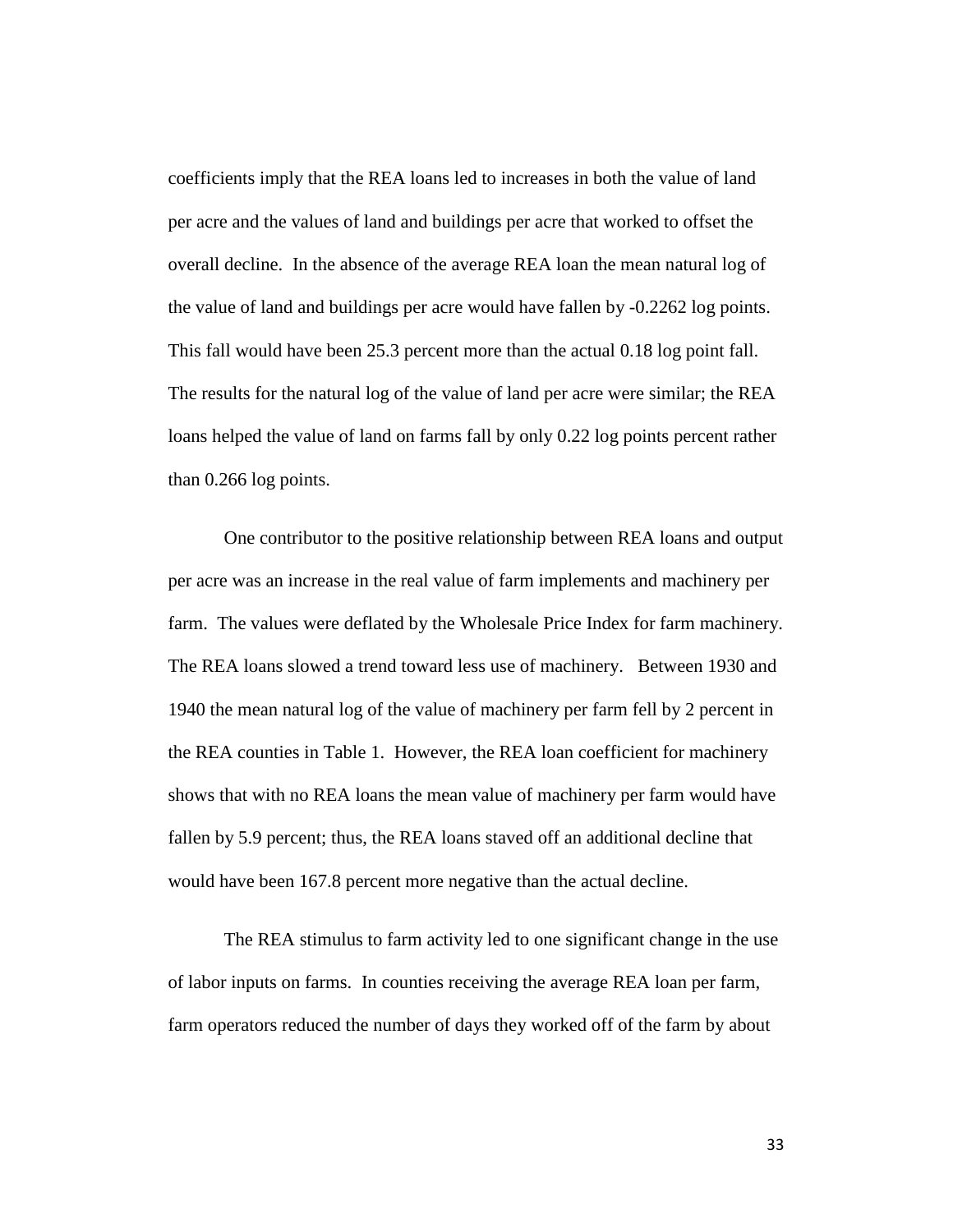coefficients imply that the REA loans led to increases in both the value of land per acre and the values of land and buildings per acre that worked to offset the overall decline. In the absence of the average REA loan the mean natural log of the value of land and buildings per acre would have fallen by -0.2262 log points. This fall would have been 25.3 percent more than the actual 0.18 log point fall. The results for the natural log of the value of land per acre were similar; the REA loans helped the value of land on farms fall by only 0.22 log points percent rather than 0.266 log points.

One contributor to the positive relationship between REA loans and output per acre was an increase in the real value of farm implements and machinery per farm. The values were deflated by the Wholesale Price Index for farm machinery. The REA loans slowed a trend toward less use of machinery. Between 1930 and 1940 the mean natural log of the value of machinery per farm fell by 2 percent in the REA counties in Table 1. However, the REA loan coefficient for machinery shows that with no REA loans the mean value of machinery per farm would have fallen by 5.9 percent; thus, the REA loans staved off an additional decline that would have been 167.8 percent more negative than the actual decline.

The REA stimulus to farm activity led to one significant change in the use of labor inputs on farms. In counties receiving the average REA loan per farm, farm operators reduced the number of days they worked off of the farm by about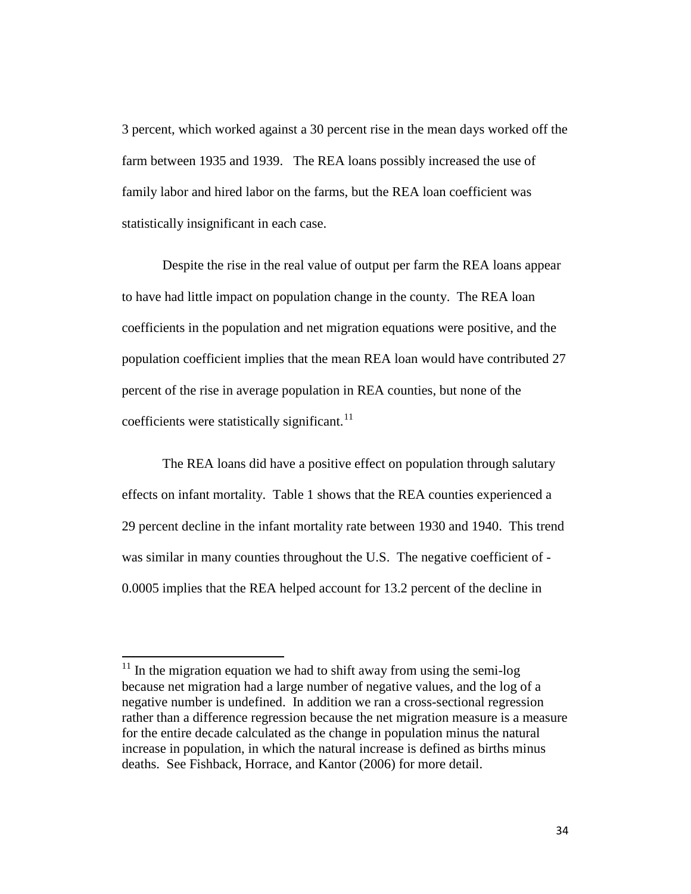3 percent, which worked against a 30 percent rise in the mean days worked off the farm between 1935 and 1939. The REA loans possibly increased the use of family labor and hired labor on the farms, but the REA loan coefficient was statistically insignificant in each case.

Despite the rise in the real value of output per farm the REA loans appear to have had little impact on population change in the county. The REA loan coefficients in the population and net migration equations were positive, and the population coefficient implies that the mean REA loan would have contributed 27 percent of the rise in average population in REA counties, but none of the coefficients were statistically significant.[11]

The REA loans did have a positive effect on population through salutary effects on infant mortality. Table 1 shows that the REA counties experienced a 29 percent decline in the infant mortality rate between 1930 and 1940. This trend was similar in many counties throughout the U.S. The negative coefficient of -0.0005 implies that the REA helped account for 13.2 percent of the decline in

---

[11] In the migration equation we had to shift away from using the semi-log because net migration had a large number of negative values, and the log of a negative number is undefined. In addition we ran a cross-sectional regression rather than a difference regression because the net migration measure is a measure for the entire decade calculated as the change in population minus the natural increase in population, in which the natural increase is defined as births minus deaths. See Fishback, Horrace, and Kantor (2006) for more detail.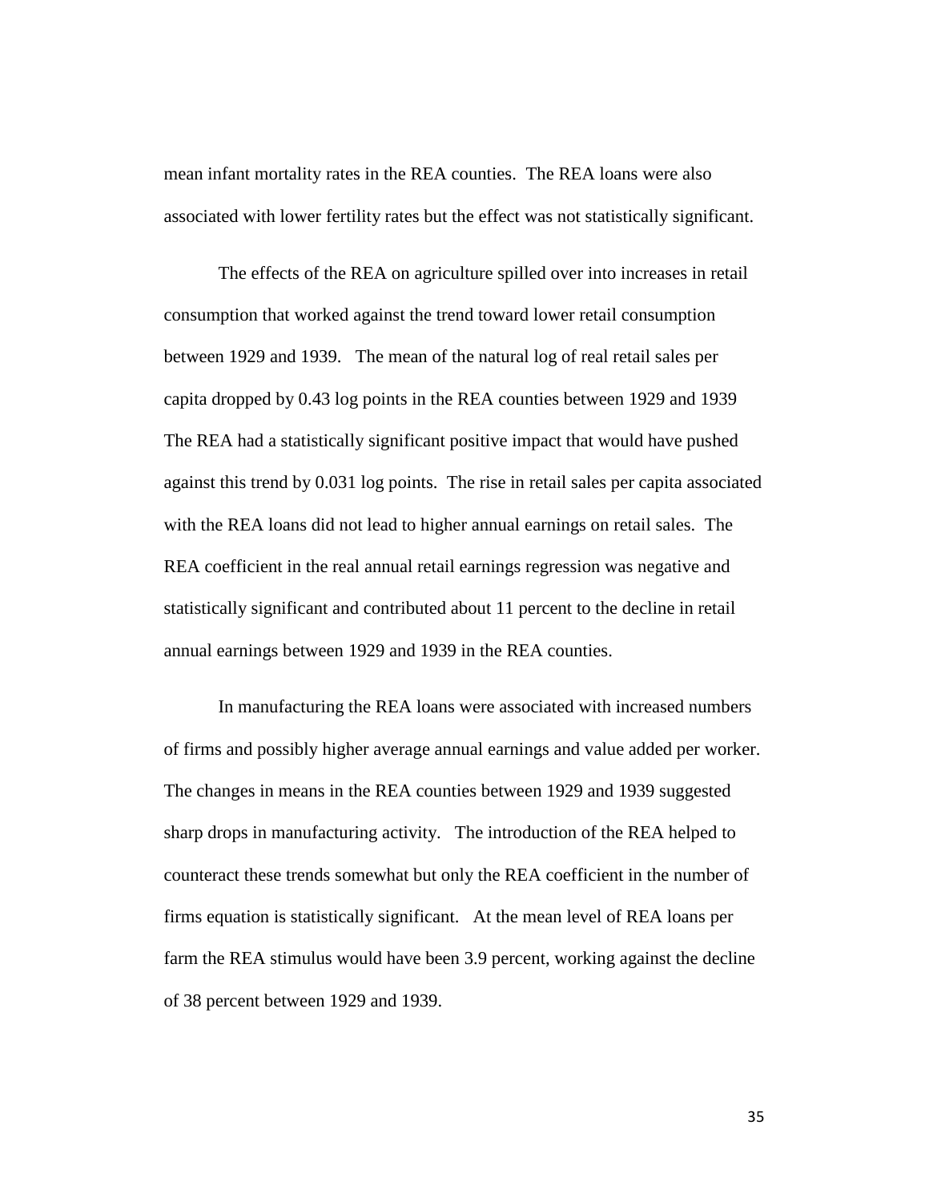mean infant mortality rates in the REA counties. The REA loans were also associated with lower fertility rates but the effect was not statistically significant.

The effects of the REA on agriculture spilled over into increases in retail consumption that worked against the trend toward lower retail consumption between 1929 and 1939. The mean of the natural log of real retail sales per capita dropped by 0.43 log points in the REA counties between 1929 and 1939 The REA had a statistically significant positive impact that would have pushed against this trend by 0.031 log points. The rise in retail sales per capita associated with the REA loans did not lead to higher annual earnings on retail sales. The REA coefficient in the real annual retail earnings regression was negative and statistically significant and contributed about 11 percent to the decline in retail annual earnings between 1929 and 1939 in the REA counties.

In manufacturing the REA loans were associated with increased numbers of firms and possibly higher average annual earnings and value added per worker. The changes in means in the REA counties between 1929 and 1939 suggested sharp drops in manufacturing activity. The introduction of the REA helped to counteract these trends somewhat but only the REA coefficient in the number of firms equation is statistically significant. At the mean level of REA loans per farm the REA stimulus would have been 3.9 percent, working against the decline of 38 percent between 1929 and 1939.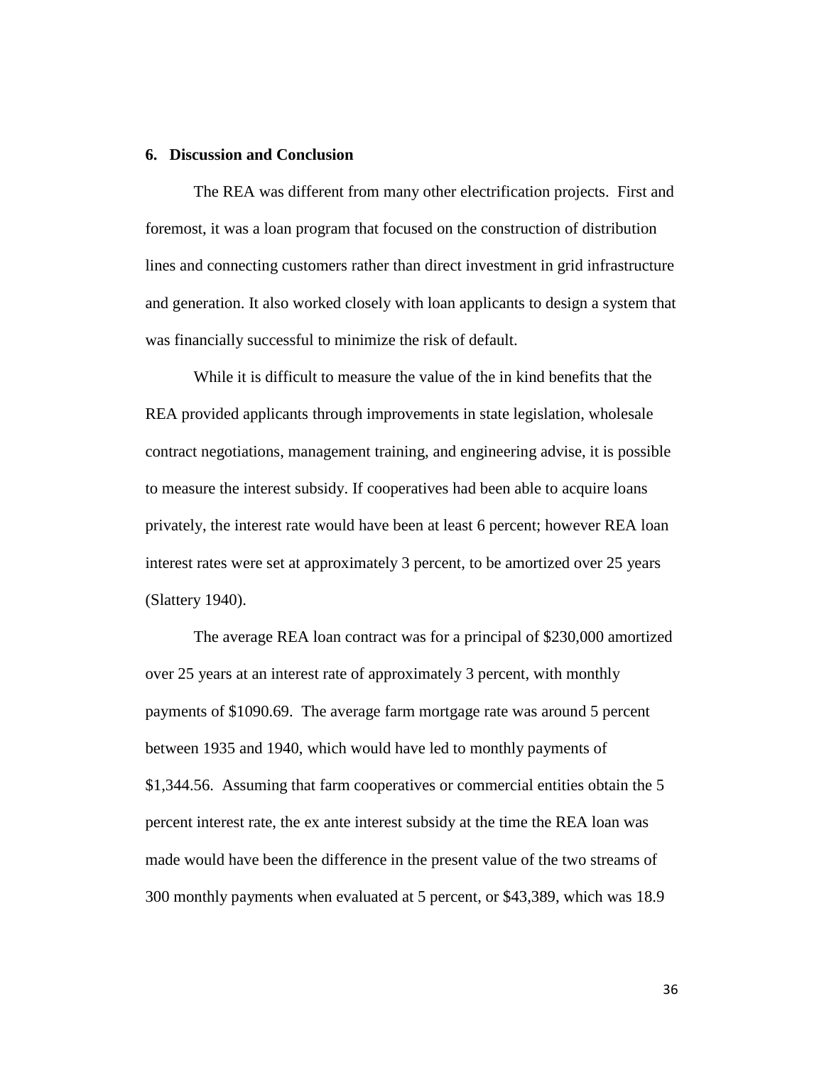## 6. Discussion and Conclusion

The REA was different from many other electrification projects. First and foremost, it was a loan program that focused on the construction of distribution lines and connecting customers rather than direct investment in grid infrastructure and generation. It also worked closely with loan applicants to design a system that was financially successful to minimize the risk of default.

While it is difficult to measure the value of the in kind benefits that the REA provided applicants through improvements in state legislation, wholesale contract negotiations, management training, and engineering advise, it is possible to measure the interest subsidy. If cooperatives had been able to acquire loans privately, the interest rate would have been at least 6 percent; however REA loan interest rates were set at approximately 3 percent, to be amortized over 25 years (Slattery 1940).

The average REA loan contract was for a principal of $230,000 amortized over 25 years at an interest rate of approximately 3 percent, with monthly payments of $1090.69. The average farm mortgage rate was around 5 percent between 1935 and 1940, which would have led to monthly payments of $1,344.56. Assuming that farm cooperatives or commercial entities obtain the 5 percent interest rate, the ex ante interest subsidy at the time the REA loan was made would have been the difference in the present value of the two streams of 300 monthly payments when evaluated at 5 percent, or $43,389, which was 18.9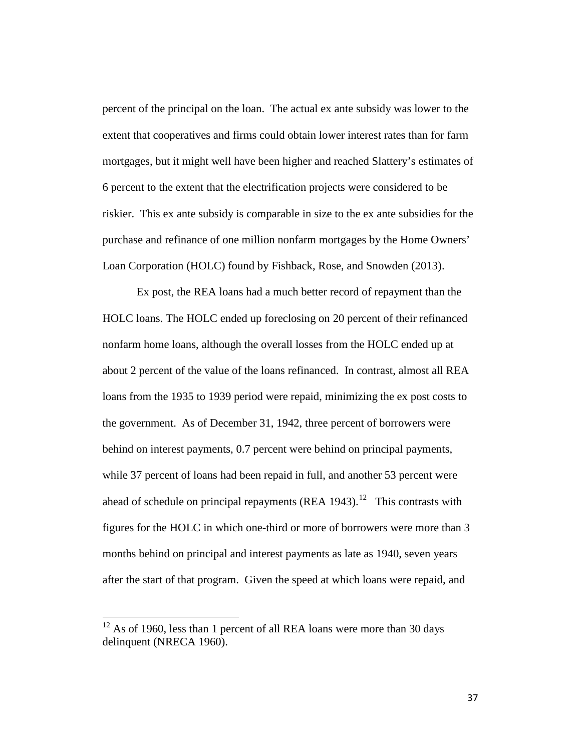percent of the principal on the loan. The actual ex ante subsidy was lower to the extent that cooperatives and firms could obtain lower interest rates than for farm mortgages, but it might well have been higher and reached Slattery's estimates of 6 percent to the extent that the electrification projects were considered to be riskier. This ex ante subsidy is comparable in size to the ex ante subsidies for the purchase and refinance of one million nonfarm mortgages by the Home Owners' Loan Corporation (HOLC) found by Fishback, Rose, and Snowden (2013).

Ex post, the REA loans had a much better record of repayment than the HOLC loans. The HOLC ended up foreclosing on 20 percent of their refinanced nonfarm home loans, although the overall losses from the HOLC ended up at about 2 percent of the value of the loans refinanced. In contrast, almost all REA loans from the 1935 to 1939 period were repaid, minimizing the ex post costs to the government. As of December 31, 1942, three percent of borrowers were behind on interest payments, 0.7 percent were behind on principal payments, while 37 percent of loans had been repaid in full, and another 53 percent were ahead of schedule on principal repayments (REA 1943).[12] This contrasts with figures for the HOLC in which one-third or more of borrowers were more than 3 months behind on principal and interest payments as late as 1940, seven years after the start of that program. Given the speed at which loans were repaid, and

[12] As of 1960, less than 1 percent of all REA loans were more than 30 days delinquent (NRECA 1960).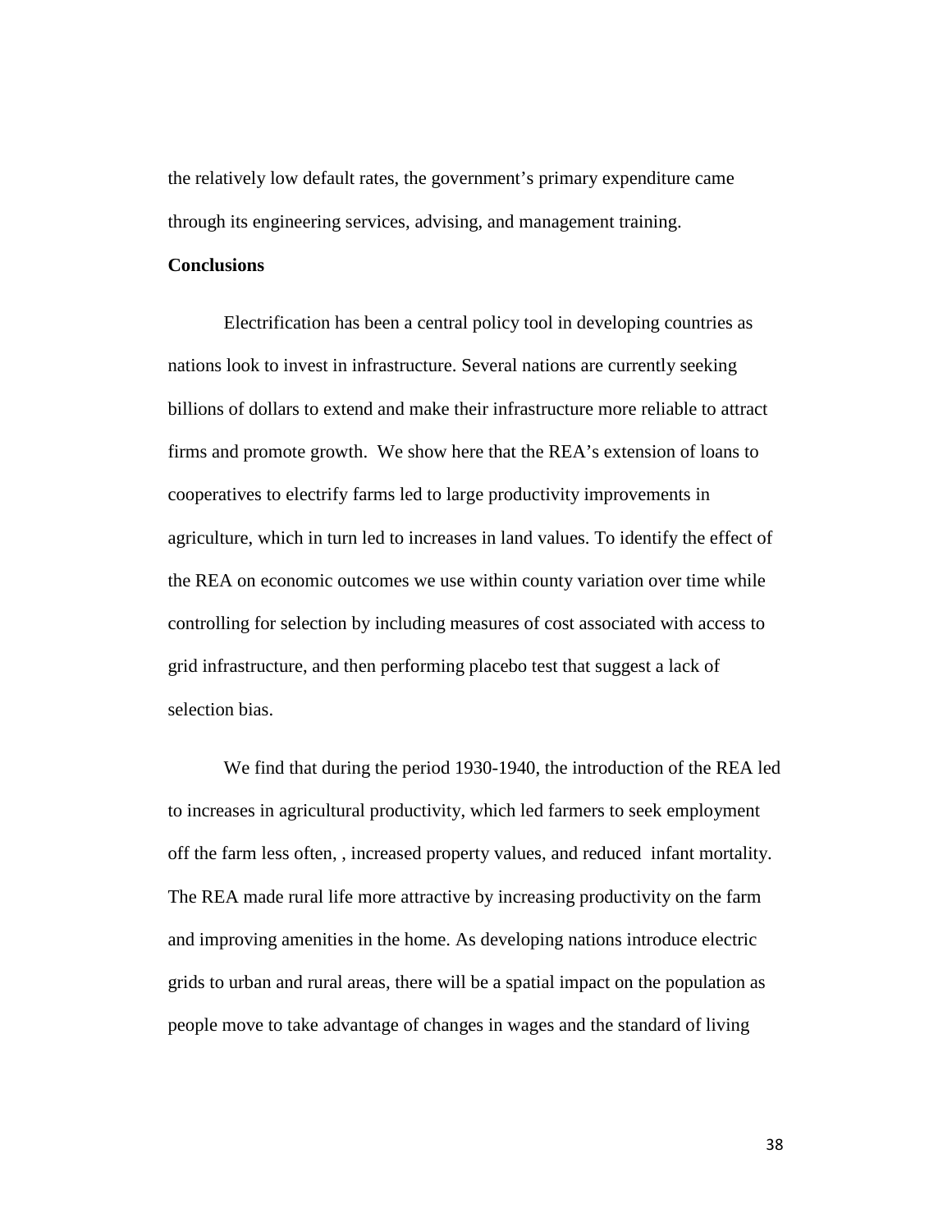the relatively low default rates, the government's primary expenditure came through its engineering services, advising, and management training.

**Conclusions**

Electrification has been a central policy tool in developing countries as nations look to invest in infrastructure. Several nations are currently seeking billions of dollars to extend and make their infrastructure more reliable to attract firms and promote growth. We show here that the REA's extension of loans to cooperatives to electrify farms led to large productivity improvements in agriculture, which in turn led to increases in land values. To identify the effect of the REA on economic outcomes we use within county variation over time while controlling for selection by including measures of cost associated with access to grid infrastructure, and then performing placebo test that suggest a lack of selection bias.

We find that during the period 1930-1940, the introduction of the REA led to increases in agricultural productivity, which led farmers to seek employment off the farm less often, , increased property values, and reduced infant mortality. The REA made rural life more attractive by increasing productivity on the farm and improving amenities in the home. As developing nations introduce electric grids to urban and rural areas, there will be a spatial impact on the population as people move to take advantage of changes in wages and the standard of living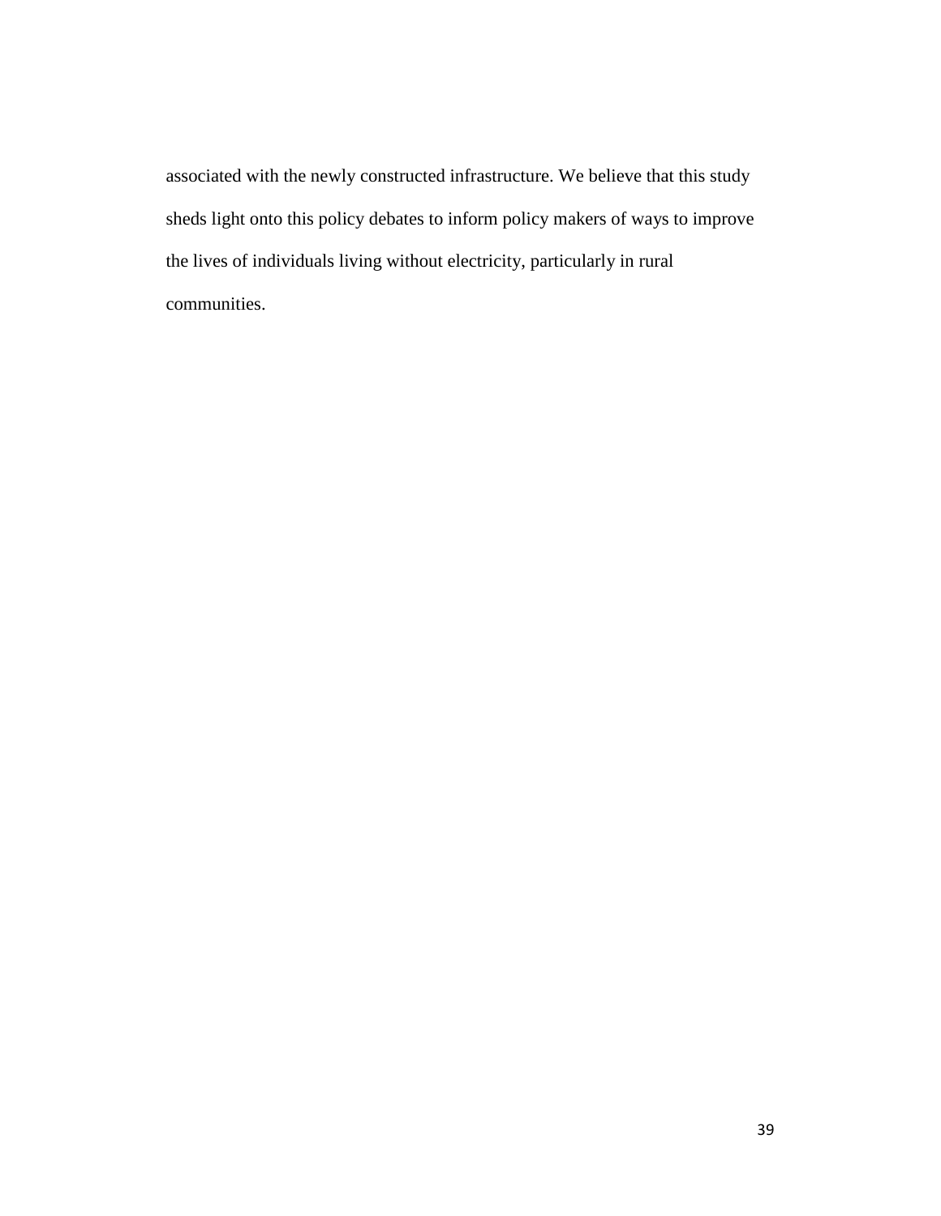associated with the newly constructed infrastructure. We believe that this study sheds light onto this policy debates to inform policy makers of ways to improve the lives of individuals living without electricity, particularly in rural communities.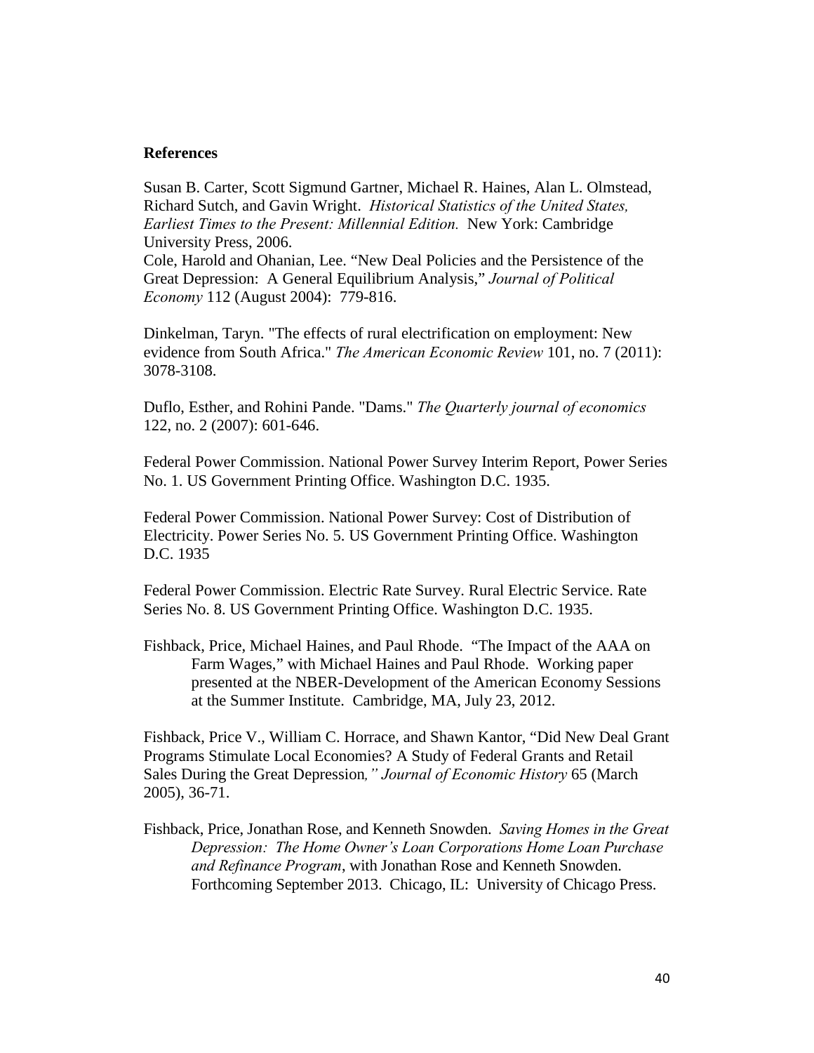**References**

Susan B. Carter, Scott Sigmund Gartner, Michael R. Haines, Alan L. Olmstead, Richard Sutch, and Gavin Wright. *Historical Statistics of the United States, Earliest Times to the Present: Millennial Edition.* New York: Cambridge University Press, 2006.

Cole, Harold and Ohanian, Lee. "New Deal Policies and the Persistence of the Great Depression: A General Equilibrium Analysis," *Journal of Political Economy* 112 (August 2004): 779-816.

Dinkelman, Taryn. "The effects of rural electrification on employment: New evidence from South Africa." *The American Economic Review* 101, no. 7 (2011): 3078-3108.

Duflo, Esther, and Rohini Pande. "Dams." *The Quarterly journal of economics* 122, no. 2 (2007): 601-646.

Federal Power Commission. National Power Survey Interim Report, Power Series No. 1. US Government Printing Office. Washington D.C. 1935.

Federal Power Commission. National Power Survey: Cost of Distribution of Electricity. Power Series No. 5. US Government Printing Office. Washington D.C. 1935

Federal Power Commission. Electric Rate Survey. Rural Electric Service. Rate Series No. 8. US Government Printing Office. Washington D.C. 1935.

Fishback, Price, Michael Haines, and Paul Rhode. "The Impact of the AAA on Farm Wages," with Michael Haines and Paul Rhode. Working paper presented at the NBER-Development of the American Economy Sessions at the Summer Institute. Cambridge, MA, July 23, 2012.

Fishback, Price V., William C. Horrace, and Shawn Kantor, "Did New Deal Grant Programs Stimulate Local Economies? A Study of Federal Grants and Retail Sales During the Great Depression," *Journal of Economic History* 65 (March 2005), 36-71.

Fishback, Price, Jonathan Rose, and Kenneth Snowden. *Saving Homes in the Great Depression: The Home Owner's Loan Corporations Home Loan Purchase and Refinance Program*, with Jonathan Rose and Kenneth Snowden. Forthcoming September 2013. Chicago, IL: University of Chicago Press.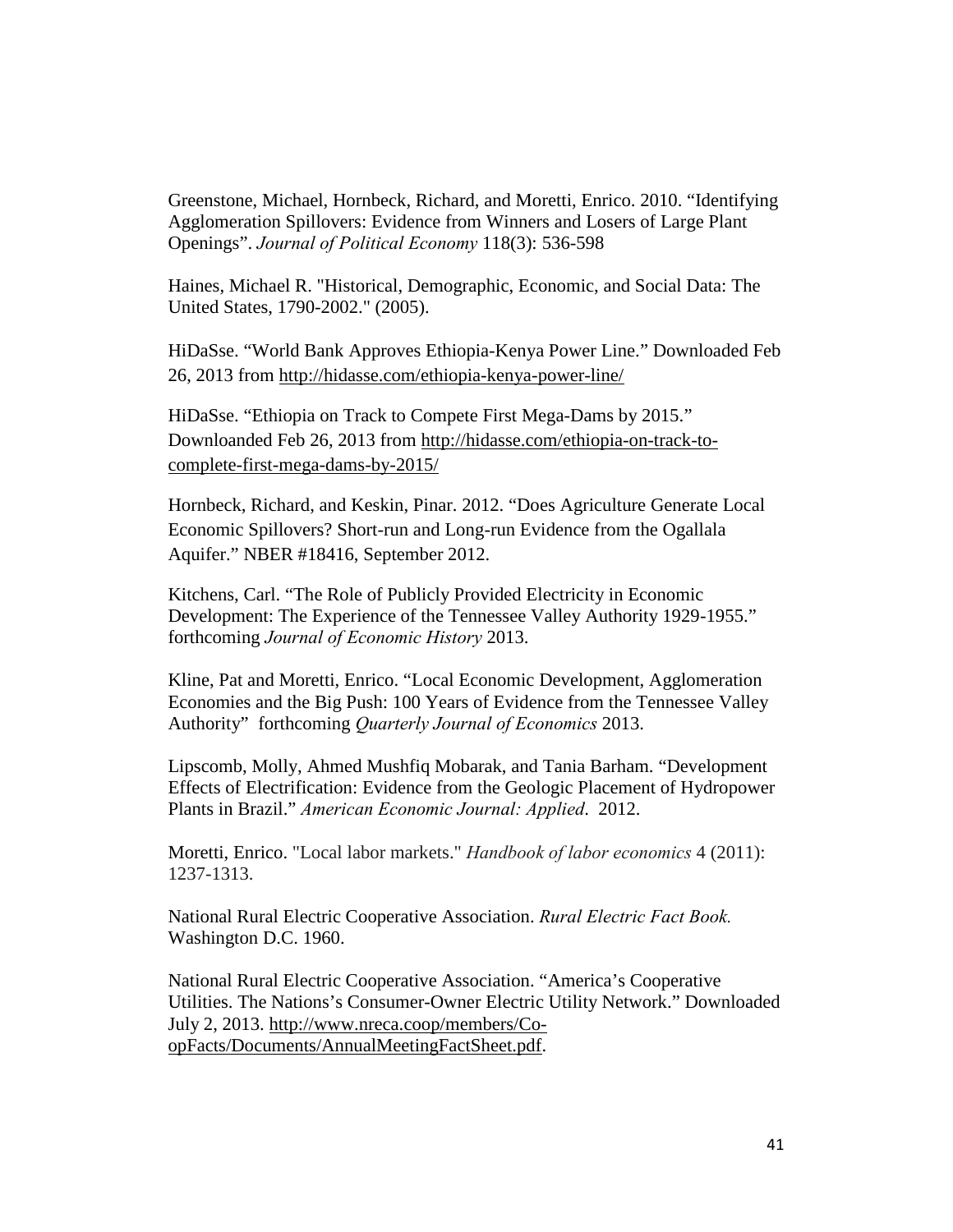Greenstone, Michael, Hornbeck, Richard, and Moretti, Enrico. 2010. "Identifying Agglomeration Spillovers: Evidence from Winners and Losers of Large Plant Openings". *Journal of Political Economy* 118(3): 536-598

Haines, Michael R. "Historical, Demographic, Economic, and Social Data: The United States, 1790-2002." (2005).

HiDaSse. "World Bank Approves Ethiopia-Kenya Power Line." Downloaded Feb 26, 2013 from http://hidasse.com/ethiopia-kenya-power-line/

HiDaSse. "Ethiopia on Track to Compete First Mega-Dams by 2015." Downloanded Feb 26, 2013 from http://hidasse.com/ethiopia-on-track-to-complete-first-mega-dams-by-2015/

Hornbeck, Richard, and Keskin, Pinar. 2012. "Does Agriculture Generate Local Economic Spillovers? Short-run and Long-run Evidence from the Ogallala Aquifer." NBER #18416, September 2012.

Kitchens, Carl. "The Role of Publicly Provided Electricity in Economic Development: The Experience of the Tennessee Valley Authority 1929-1955." forthcoming *Journal of Economic History* 2013.

Kline, Pat and Moretti, Enrico. "Local Economic Development, Agglomeration Economies and the Big Push: 100 Years of Evidence from the Tennessee Valley Authority" forthcoming *Quarterly Journal of Economics* 2013.

Lipscomb, Molly, Ahmed Mushfiq Mobarak, and Tania Barham. "Development Effects of Electrification: Evidence from the Geologic Placement of Hydropower Plants in Brazil." *American Economic Journal: Applied*. 2012.

Moretti, Enrico. "Local labor markets." *Handbook of labor economics* 4 (2011): 1237-1313.

National Rural Electric Cooperative Association. *Rural Electric Fact Book.* Washington D.C. 1960.

National Rural Electric Cooperative Association. "America's Cooperative Utilities. The Nations's Consumer-Owner Electric Utility Network." Downloaded July 2, 2013. http://www.nreca.coop/members/Co-opFacts/Documents/AnnualMeetingFactSheet.pdf.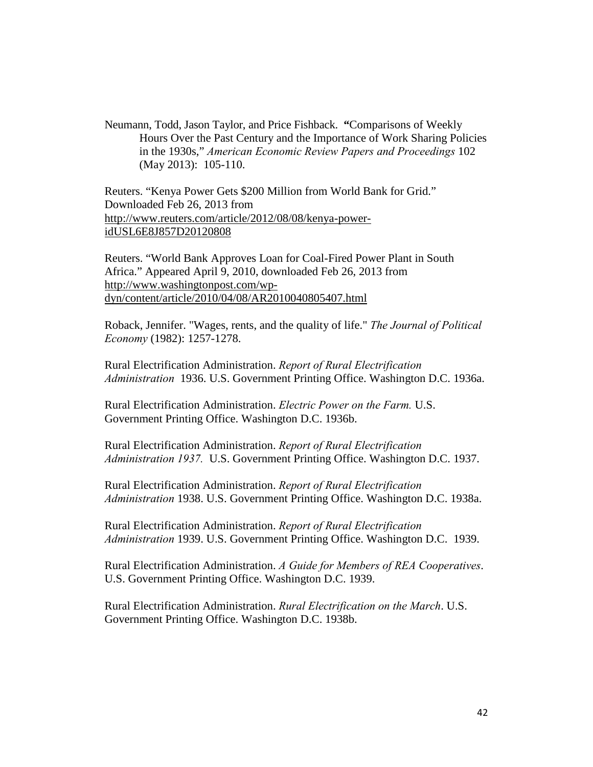Neumann, Todd, Jason Taylor, and Price Fishback. **"**Comparisons of Weekly Hours Over the Past Century and the Importance of Work Sharing Policies in the 1930s," *American Economic Review Papers and Proceedings* 102 (May 2013): 105-110.

Reuters. "Kenya Power Gets $200 Million from World Bank for Grid." Downloaded Feb 26, 2013 from http://www.reuters.com/article/2012/08/08/kenya-power-idUSL6E8J857D20120808

Reuters. "World Bank Approves Loan for Coal-Fired Power Plant in South Africa." Appeared April 9, 2010, downloaded Feb 26, 2013 from http://www.washingtonpost.com/wp-dyn/content/article/2010/04/08/AR2010040805407.html

Roback, Jennifer. "Wages, rents, and the quality of life." *The Journal of Political Economy* (1982): 1257-1278.

Rural Electrification Administration. *Report of Rural Electrification Administration* 1936. U.S. Government Printing Office. Washington D.C. 1936a.

Rural Electrification Administration. *Electric Power on the Farm.* U.S. Government Printing Office. Washington D.C. 1936b.

Rural Electrification Administration. *Report of Rural Electrification Administration 1937.* U.S. Government Printing Office. Washington D.C. 1937.

Rural Electrification Administration. *Report of Rural Electrification Administration* 1938. U.S. Government Printing Office. Washington D.C. 1938a.

Rural Electrification Administration. *Report of Rural Electrification Administration* 1939. U.S. Government Printing Office. Washington D.C. 1939.

Rural Electrification Administration. *A Guide for Members of REA Cooperatives*. U.S. Government Printing Office. Washington D.C. 1939.

Rural Electrification Administration. *Rural Electrification on the March*. U.S. Government Printing Office. Washington D.C. 1938b.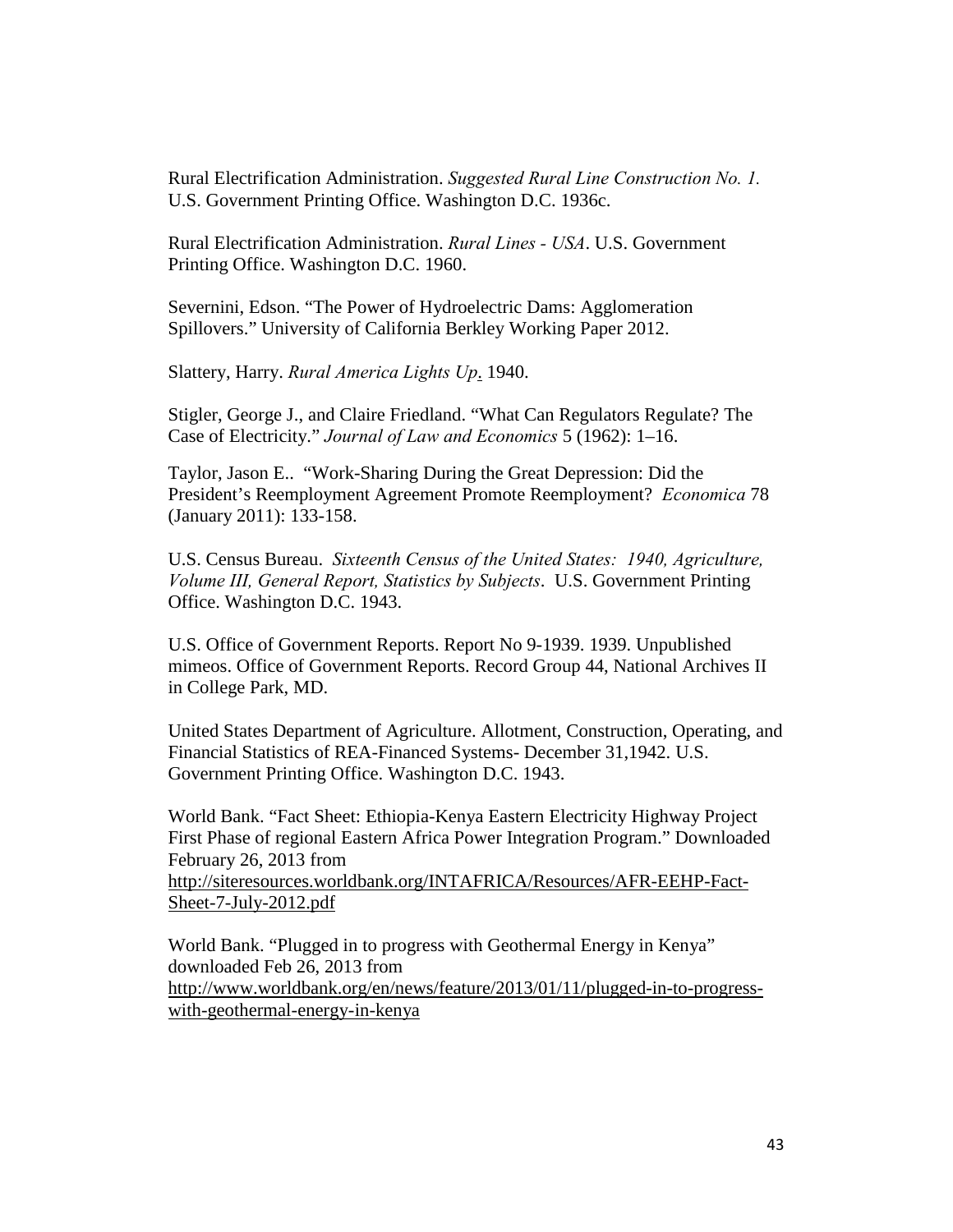Rural Electrification Administration. *Suggested Rural Line Construction No. 1.* U.S. Government Printing Office. Washington D.C. 1936c.

Rural Electrification Administration. *Rural Lines - USA*. U.S. Government Printing Office. Washington D.C. 1960.

Severnini, Edson. "The Power of Hydroelectric Dams: Agglomeration Spillovers." University of California Berkley Working Paper 2012.

Slattery, Harry. *Rural America Lights Up*. 1940.

Stigler, George J., and Claire Friedland. "What Can Regulators Regulate? The Case of Electricity." *Journal of Law and Economics* 5 (1962): 1–16.

Taylor, Jason E.. "Work-Sharing During the Great Depression: Did the President's Reemployment Agreement Promote Reemployment? *Economica* 78 (January 2011): 133-158.

U.S. Census Bureau. *Sixteenth Census of the United States: 1940, Agriculture, Volume III, General Report, Statistics by Subjects*. U.S. Government Printing Office. Washington D.C. 1943.

U.S. Office of Government Reports. Report No 9-1939. 1939. Unpublished mimeos. Office of Government Reports. Record Group 44, National Archives II in College Park, MD.

United States Department of Agriculture. Allotment, Construction, Operating, and Financial Statistics of REA-Financed Systems- December 31,1942. U.S. Government Printing Office. Washington D.C. 1943.

World Bank. "Fact Sheet: Ethiopia-Kenya Eastern Electricity Highway Project First Phase of regional Eastern Africa Power Integration Program." Downloaded February 26, 2013 from http://siteresources.worldbank.org/INTAFRICA/Resources/AFR-EEHP-Fact-Sheet-7-July-2012.pdf

World Bank. "Plugged in to progress with Geothermal Energy in Kenya" downloaded Feb 26, 2013 from http://www.worldbank.org/en/news/feature/2013/01/11/plugged-in-to-progress-with-geothermal-energy-in-kenya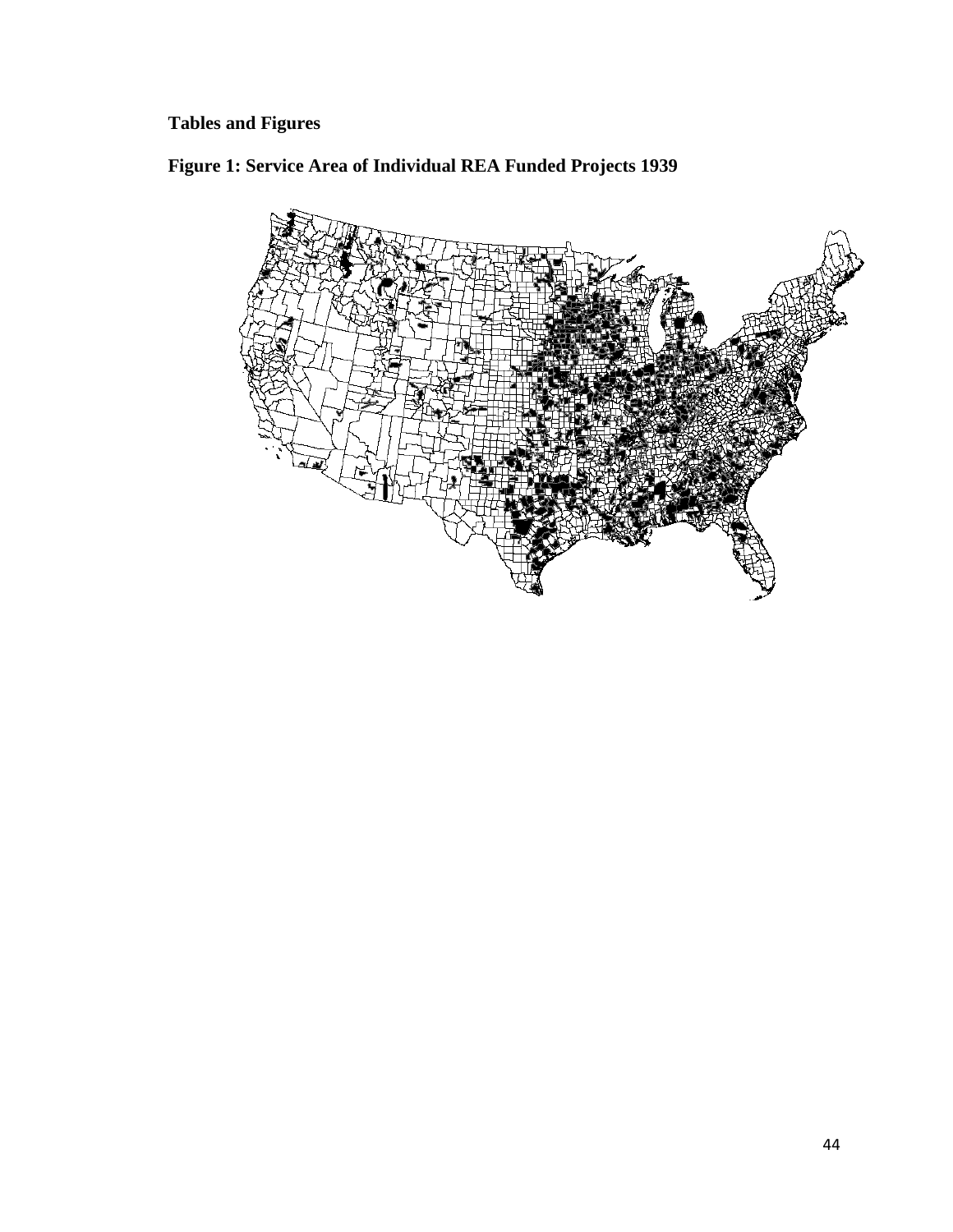**Tables and Figures**

**Figure 1: Service Area of Individual REA Funded Projects 1939**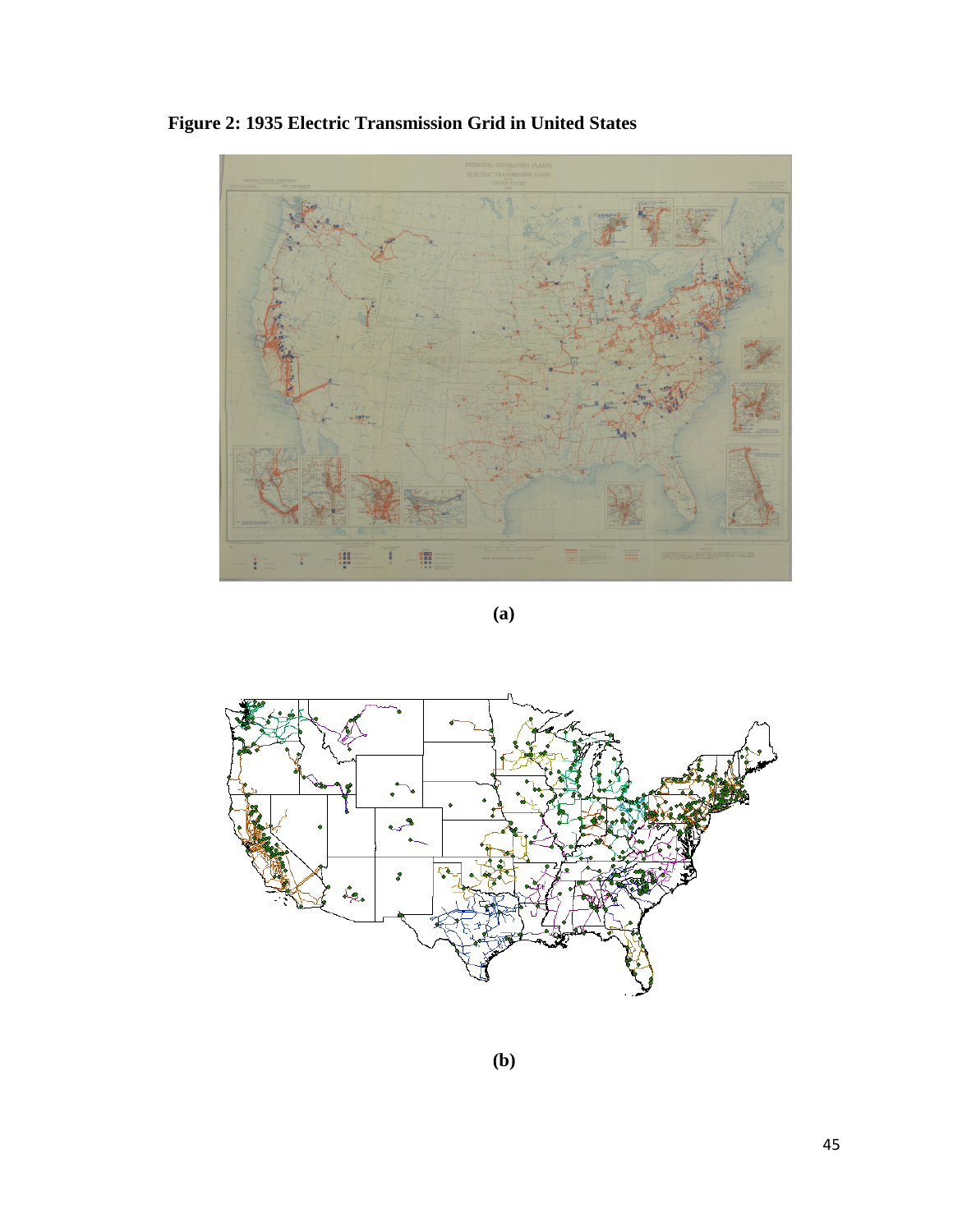**Figure 2: 1935 Electric Transmission Grid in United States**

**(a)**

**(b)**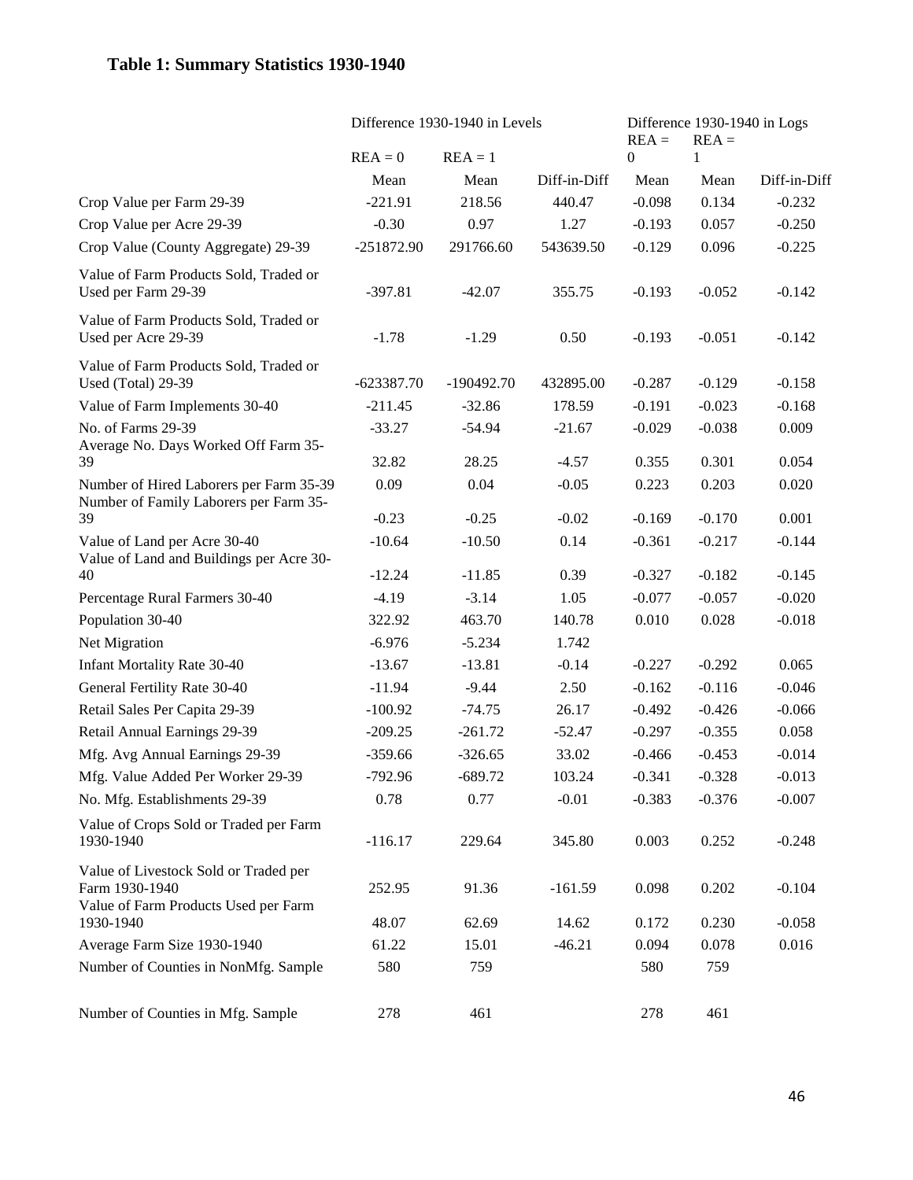**Table 1: Summary Statistics 1930-1940**

| | Difference 1930-1940 in Levels | | | Difference 1930-1940 in Logs | | |
|---|---|---|---|---|---|---|
| | REA = 0 | REA = 1 | | REA = 0 | REA = 1 | |
| | Mean | Mean | Diff-in-Diff | Mean | Mean | Diff-in-Diff |
| Crop Value per Farm 29-39 | -221.91 | 218.56 | 440.47 | -0.098 | 0.134 | -0.232 |
| Crop Value per Acre 29-39 | -0.30 | 0.97 | 1.27 | -0.193 | 0.057 | -0.250 |
| Crop Value (County Aggregate) 29-39 | -251872.90 | 291766.60 | 543639.50 | -0.129 | 0.096 | -0.225 |
| Value of Farm Products Sold, Traded or Used per Farm 29-39 | -397.81 | -42.07 | 355.75 | -0.193 | -0.052 | -0.142 |
| Value of Farm Products Sold, Traded or Used per Acre 29-39 | -1.78 | -1.29 | 0.50 | -0.193 | -0.051 | -0.142 |
| Value of Farm Products Sold, Traded or Used (Total) 29-39 | -623387.70 | -190492.70 | 432895.00 | -0.287 | -0.129 | -0.158 |
| Value of Farm Implements 30-40 | -211.45 | -32.86 | 178.59 | -0.191 | -0.023 | -0.168 |
| No. of Farms 29-39 | -33.27 | -54.94 | -21.67 | -0.029 | -0.038 | 0.009 |
| Average No. Days Worked Off Farm 35-39 | 32.82 | 28.25 | -4.57 | 0.355 | 0.301 | 0.054 |
| Number of Hired Laborers per Farm 35-39 | 0.09 | 0.04 | -0.05 | 0.223 | 0.203 | 0.020 |
| Number of Family Laborers per Farm 35-39 | -0.23 | -0.25 | -0.02 | -0.169 | -0.170 | 0.001 |
| Value of Land per Acre 30-40 | -10.64 | -10.50 | 0.14 | -0.361 | -0.217 | -0.144 |
| Value of Land and Buildings per Acre 30-40 | -12.24 | -11.85 | 0.39 | -0.327 | -0.182 | -0.145 |
| Percentage Rural Farmers 30-40 | -4.19 | -3.14 | 1.05 | -0.077 | -0.057 | -0.020 |
| Population 30-40 | 322.92 | 463.70 | 140.78 | 0.010 | 0.028 | -0.018 |
| Net Migration | -6.976 | -5.234 | 1.742 | | | |
| Infant Mortality Rate 30-40 | -13.67 | -13.81 | -0.14 | -0.227 | -0.292 | 0.065 |
| General Fertility Rate 30-40 | -11.94 | -9.44 | 2.50 | -0.162 | -0.116 | -0.046 |
| Retail Sales Per Capita 29-39 | -100.92 | -74.75 | 26.17 | -0.492 | -0.426 | -0.066 |
| Retail Annual Earnings 29-39 | -209.25 | -261.72 | -52.47 | -0.297 | -0.355 | 0.058 |
| Mfg. Avg Annual Earnings 29-39 | -359.66 | -326.65 | 33.02 | -0.466 | -0.453 | -0.014 |
| Mfg. Value Added Per Worker 29-39 | -792.96 | -689.72 | 103.24 | -0.341 | -0.328 | -0.013 |
| No. Mfg. Establishments 29-39 | 0.78 | 0.77 | -0.01 | -0.383 | -0.376 | -0.007 |
| Value of Crops Sold or Traded per Farm 1930-1940 | -116.17 | 229.64 | 345.80 | 0.003 | 0.252 | -0.248 |
| Value of Livestock Sold or Traded per Farm 1930-1940 | 252.95 | 91.36 | -161.59 | 0.098 | 0.202 | -0.104 |
| Value of Farm Products Used per Farm 1930-1940 | 48.07 | 62.69 | 14.62 | 0.172 | 0.230 | -0.058 |
| Average Farm Size 1930-1940 | 61.22 | 15.01 | -46.21 | 0.094 | 0.078 | 0.016 |
| Number of Counties in NonMfg. Sample | 580 | 759 | | 580 | 759 | |
| Number of Counties in Mfg. Sample | 278 | 461 | | 278 | 461 | |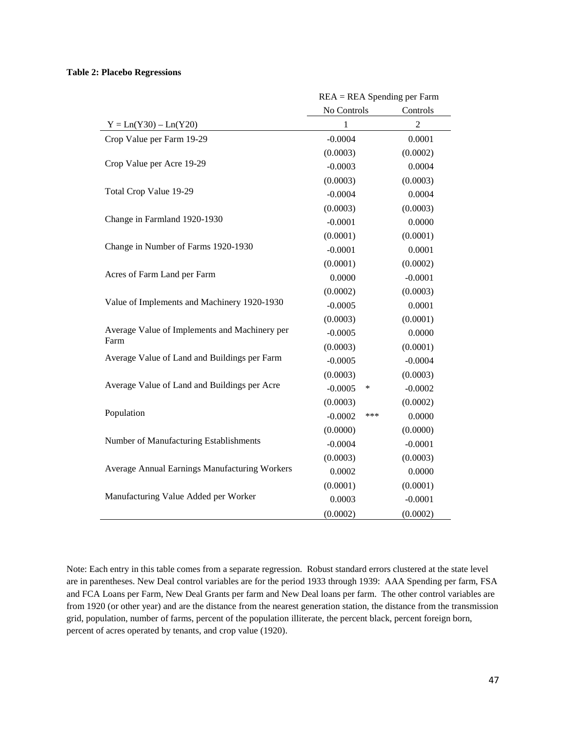**Table 2: Placebo Regressions**

| | REA = REA Spending per Farm | |
|---|---|---|
| | No Controls | Controls |
| Y = Ln(Y30) – Ln(Y20) | 1 | 2 |
| Crop Value per Farm 19-29 | -0.0004 | 0.0001 |
| | (0.0003) | (0.0002) |
| Crop Value per Acre 19-29 | -0.0003 | 0.0004 |
| | (0.0003) | (0.0003) |
| Total Crop Value 19-29 | -0.0004 | 0.0004 |
| | (0.0003) | (0.0003) |
| Change in Farmland 1920-1930 | -0.0001 | 0.0000 |
| | (0.0001) | (0.0001) |
| Change in Number of Farms 1920-1930 | -0.0001 | 0.0001 |
| | (0.0001) | (0.0002) |
| Acres of Farm Land per Farm | 0.0000 | -0.0001 |
| | (0.0002) | (0.0003) |
| Value of Implements and Machinery 1920-1930 | -0.0005 | 0.0001 |
| | (0.0003) | (0.0001) |
| Average Value of Implements and Machinery per Farm | -0.0005 | 0.0000 |
| | (0.0003) | (0.0001) |
| Average Value of Land and Buildings per Farm | -0.0005 | -0.0004 |
| | (0.0003) | (0.0003) |
| Average Value of Land and Buildings per Acre | -0.0005 * | -0.0002 |
| | (0.0003) | (0.0002) |
| Population | -0.0002 *** | 0.0000 |
| | (0.0000) | (0.0000) |
| Number of Manufacturing Establishments | -0.0004 | -0.0001 |
| | (0.0003) | (0.0003) |
| Average Annual Earnings Manufacturing Workers | 0.0002 | 0.0000 |
| | (0.0001) | (0.0001) |
| Manufacturing Value Added per Worker | 0.0003 | -0.0001 |
| | (0.0002) | (0.0002) |

Note: Each entry in this table comes from a separate regression. Robust standard errors clustered at the state level are in parentheses. New Deal control variables are for the period 1933 through 1939: AAA Spending per farm, FSA and FCA Loans per Farm, New Deal Grants per farm and New Deal loans per farm. The other control variables are from 1920 (or other year) and are the distance from the nearest generation station, the distance from the transmission grid, population, number of farms, percent of the population illiterate, the percent black, percent foreign born, percent of acres operated by tenants, and crop value (1920).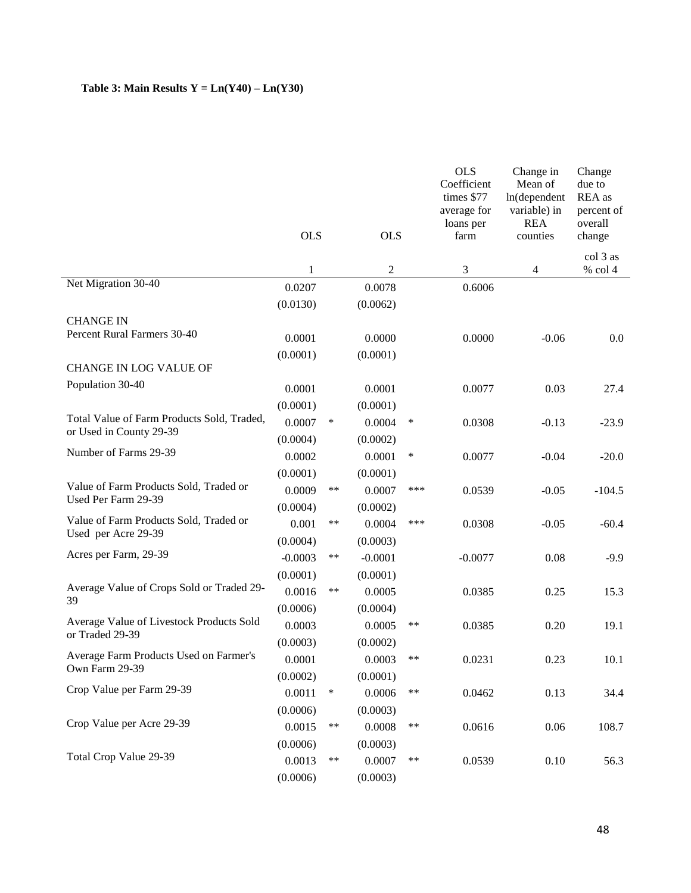**Table 3: Main Results Y = Ln(Y40) – Ln(Y30)**

| | OLS | | OLS | | OLS Coefficient times \$77 average for loans per farm | Change in Mean of ln(dependent variable) in REA counties | Change due to REA as percent of overall change |
|---|---|---|---|---|---|---|---|
| | 1 | | 2 | | 3 | 4 | col 3 as % col 4 |
| Net Migration 30-40 | 0.0207 | | 0.0078 | | 0.6006 | | |
| | (0.0130) | | (0.0062) | | | | |
| CHANGE IN | | | | | | | |
| Percent Rural Farmers 30-40 | 0.0001 | | 0.0000 | | 0.0000 | -0.06 | 0.0 |
| | (0.0001) | | (0.0001) | | | | |
| CHANGE IN LOG VALUE OF | | | | | | | |
| Population 30-40 | 0.0001 | | 0.0001 | | 0.0077 | 0.03 | 27.4 |
| | (0.0001) | | (0.0001) | | | | |
| Total Value of Farm Products Sold, Traded, or Used in County 29-39 | 0.0007 | * | 0.0004 | * | 0.0308 | -0.13 | -23.9 |
| | (0.0004) | | (0.0002) | | | | |
| Number of Farms 29-39 | 0.0002 | | 0.0001 | * | 0.0077 | -0.04 | -20.0 |
| | (0.0001) | | (0.0001) | | | | |
| Value of Farm Products Sold, Traded or Used Per Farm 29-39 | 0.0009 | ** | 0.0007 | *** | 0.0539 | -0.05 | -104.5 |
| | (0.0004) | | (0.0002) | | | | |
| Value of Farm Products Sold, Traded or Used per Acre 29-39 | 0.001 | ** | 0.0004 | *** | 0.0308 | -0.05 | -60.4 |
| | (0.0004) | | (0.0003) | | | | |
| Acres per Farm, 29-39 | -0.0003 | ** | -0.0001 | | -0.0077 | 0.08 | -9.9 |
| | (0.0001) | | (0.0001) | | | | |
| Average Value of Crops Sold or Traded 29-39 | 0.0016 | ** | 0.0005 | | 0.0385 | 0.25 | 15.3 |
| | (0.0006) | | (0.0004) | | | | |
| Average Value of Livestock Products Sold or Traded 29-39 | 0.0003 | | 0.0005 | ** | 0.0385 | 0.20 | 19.1 |
| | (0.0003) | | (0.0002) | | | | |
| Average Farm Products Used on Farmer's Own Farm 29-39 | 0.0001 | | 0.0003 | ** | 0.0231 | 0.23 | 10.1 |
| | (0.0002) | | (0.0001) | | | | |
| Crop Value per Farm 29-39 | 0.0011 | * | 0.0006 | ** | 0.0462 | 0.13 | 34.4 |
| | (0.0006) | | (0.0003) | | | | |
| Crop Value per Acre 29-39 | 0.0015 | ** | 0.0008 | ** | 0.0616 | 0.06 | 108.7 |
| | (0.0006) | | (0.0003) | | | | |
| Total Crop Value 29-39 | 0.0013 | ** | 0.0007 | ** | 0.0539 | 0.10 | 56.3 |
| | (0.0006) | | (0.0003) | | | | |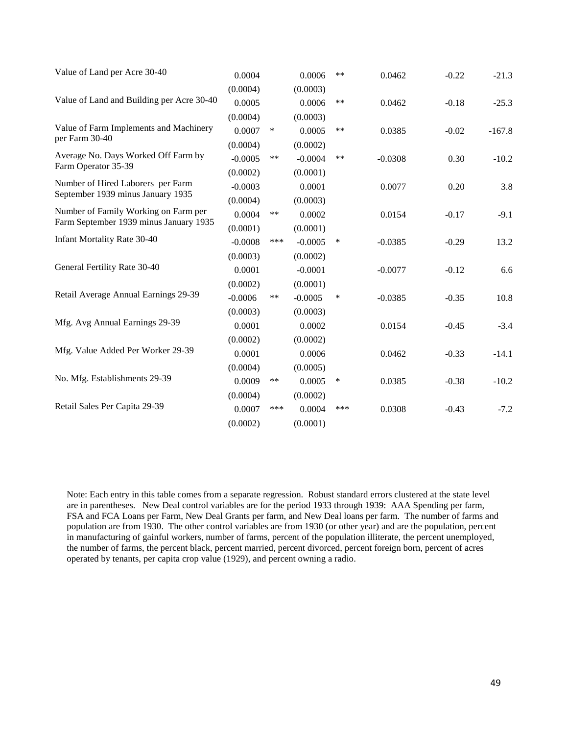| | | | | | | | |
|---|---|---|---|---|---|---|---|
| Value of Land per Acre 30-40 | 0.0004 | | 0.0006 | ** | 0.0462 | -0.22 | -21.3 |
| | (0.0004) | | (0.0003) | | | | |
| Value of Land and Building per Acre 30-40 | 0.0005 | | 0.0006 | ** | 0.0462 | -0.18 | -25.3 |
| | (0.0004) | | (0.0003) | | | | |
| Value of Farm Implements and Machinery per Farm 30-40 | 0.0007 | * | 0.0005 | ** | 0.0385 | -0.02 | -167.8 |
| | (0.0004) | | (0.0002) | | | | |
| Average No. Days Worked Off Farm by Farm Operator 35-39 | -0.0005 | ** | -0.0004 | ** | -0.0308 | 0.30 | -10.2 |
| | (0.0002) | | (0.0001) | | | | |
| Number of Hired Laborers per Farm September 1939 minus January 1935 | -0.0003 | | 0.0001 | | 0.0077 | 0.20 | 3.8 |
| | (0.0004) | | (0.0003) | | | | |
| Number of Family Working on Farm per Farm September 1939 minus January 1935 | 0.0004 | ** | 0.0002 | | 0.0154 | -0.17 | -9.1 |
| | (0.0001) | | (0.0001) | | | | |
| Infant Mortality Rate 30-40 | -0.0008 | *** | -0.0005 | * | -0.0385 | -0.29 | 13.2 |
| | (0.0003) | | (0.0002) | | | | |
| General Fertility Rate 30-40 | 0.0001 | | -0.0001 | | -0.0077 | -0.12 | 6.6 |
| | (0.0002) | | (0.0001) | | | | |
| Retail Average Annual Earnings 29-39 | -0.0006 | ** | -0.0005 | * | -0.0385 | -0.35 | 10.8 |
| | (0.0003) | | (0.0003) | | | | |
| Mfg. Avg Annual Earnings 29-39 | 0.0001 | | 0.0002 | | 0.0154 | -0.45 | -3.4 |
| | (0.0002) | | (0.0002) | | | | |
| Mfg. Value Added Per Worker 29-39 | 0.0001 | | 0.0006 | | 0.0462 | -0.33 | -14.1 |
| | (0.0004) | | (0.0005) | | | | |
| No. Mfg. Establishments 29-39 | 0.0009 | ** | 0.0005 | * | 0.0385 | -0.38 | -10.2 |
| | (0.0004) | | (0.0002) | | | | |
| Retail Sales Per Capita 29-39 | 0.0007 | *** | 0.0004 | *** | 0.0308 | -0.43 | -7.2 |
| | (0.0002) | | (0.0001) | | | | |

Note: Each entry in this table comes from a separate regression. Robust standard errors clustered at the state level are in parentheses. New Deal control variables are for the period 1933 through 1939: AAA Spending per farm, FSA and FCA Loans per Farm, New Deal Grants per farm, and New Deal loans per farm. The number of farms and population are from 1930. The other control variables are from 1930 (or other year) and are the population, percent in manufacturing of gainful workers, number of farms, percent of the population illiterate, the percent unemployed, the number of farms, the percent black, percent married, percent divorced, percent foreign born, percent of acres operated by tenants, per capita crop value (1929), and percent owning a radio.